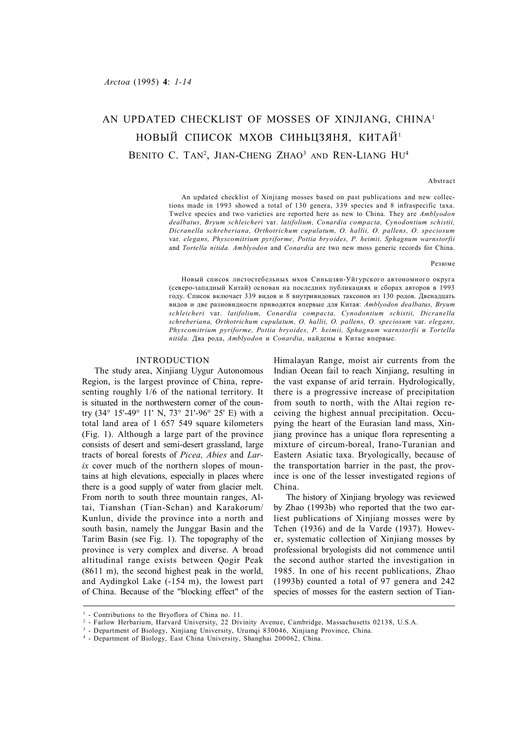# AN UPDATED CHECKLIST OF MOSSES OF XINJIANG, CHINA[1]

# НОВЫЙ СПИСОК МХОВ СИНЬЦЗЯНЯ, КИТАЙ[1]

BENITO C. TAN[2], JIAN-CHENG ZHAO[3] AND REN-LIANG HU[4]

### Abstract

An updated checklist of Xinjiang mosses based on past publications and new collections made in 1993 showed a total of 130 genera, 339 species and 8 infraspecific taxa. Twelve species and two varieties are reported here as new to China. They are *Amblyodon dealbatus, Bryum schleicheri* var. *latifolium, Conardia compacta, Cynodontium schistii, Dicranella schreberiana, Orthotrichum cupulatum, O. hallii, O. pallens, O. speciosum* var. *elegans, Physcomitrium pyriforme, Pottia bryoides, P. heimii, Sphagnum warnstorfii* and *Tortella nitida. Amblyodon* and *Conardia* are two new moss generic records for China.

### Резюме

Новый список листостебельных мхов Синьцзян-Уйгурского автономного округа (северо-западный Китай) основан на последних публикациях и сборах авторов в 1993 году. Список включает 339 видов и 8 внутривидовых таксонов из 130 родов. Двенадцать видов и две разновидности приводятся впервые для Китая: *Amblyodon dealbatus, Bryum schleicheri* var. *latifolium, Conardia compacta, Cynodontium schistii, Dicranella schreberiana, Orthotrichum cupulatum, O. hallii, O. pallens, O. speciosum* var. *elegans, Physcomitrium pyriforme, Pottia bryoides, P. heimii, Sphagnum warnstorfii* и *Tortella nitida*. Два рода, *Amblyodon* и *Conardia*, найдены в Китае впервые.

## INTRODUCTION

The study area, Xinjiang Uygur Autonomous Region, is the largest province of China, representing roughly 1/6 of the national territory. It is situated in the northwestern corner of the country (34° 15'-49° 11' N, 73° 21'-96° 25' E) with a total land area of 1 657 549 square kilometers (Fig. 1). Although a large part of the province consists of desert and semi-desert grassland, large tracts of boreal forests of *Picea, Abies* and *Larix* cover much of the northern slopes of mountains at high elevations, especially in places where there is a good supply of water from glacier melt. From north to south three mountain ranges, Altai, Tianshan (Tian-Schan) and Karakorum/Kunlun, divide the province into a north and south basin, namely the Junggar Basin and the Tarim Basin (see Fig. 1). The topography of the province is very complex and diverse. A broad altitudinal range exists between Qogir Peak (8611 m), the second highest peak in the world, and Aydingkol Lake (-154 m), the lowest part of China. Because of the "blocking effect" of the Himalayan Range, moist air currents from the Indian Ocean fail to reach Xinjiang, resulting in the vast expanse of arid terrain. Hydrologically, there is a progressive increase of precipitation from south to north, with the Altai region receiving the highest annual precipitation. Occupying the heart of the Eurasian land mass, Xinjiang province has a unique flora representing a mixture of circum-boreal, Irano-Turanian and Eastern Asiatic taxa. Bryologically, because of the transportation barrier in the past, the province is one of the lesser investigated regions of China.

The history of Xinjiang bryology was reviewed by Zhao (1993b) who reported that the two earliest publications of Xinjiang mosses were by Tchen (1936) and de la Varde (1937). However, systematic collection of Xinjiang mosses by professional bryologists did not commence until the second author started the investigation in 1985. In one of his recent publications, Zhao (1993b) counted a total of 97 genera and 242 species of mosses for the eastern section of Tian-

---

[1] - Contributions to the Bryoflora of China no. 11.

[2] - Farlow Herbarium, Harvard University, 22 Divinity Avenue, Cambridge, Massachusetts 02138, U.S.A.

[3] - Department of Biology, Xinjiang University, Urumqi 830046, Xinjiang Province, China.

[4] - Department of Biology, East China University, Shanghai 200062, China.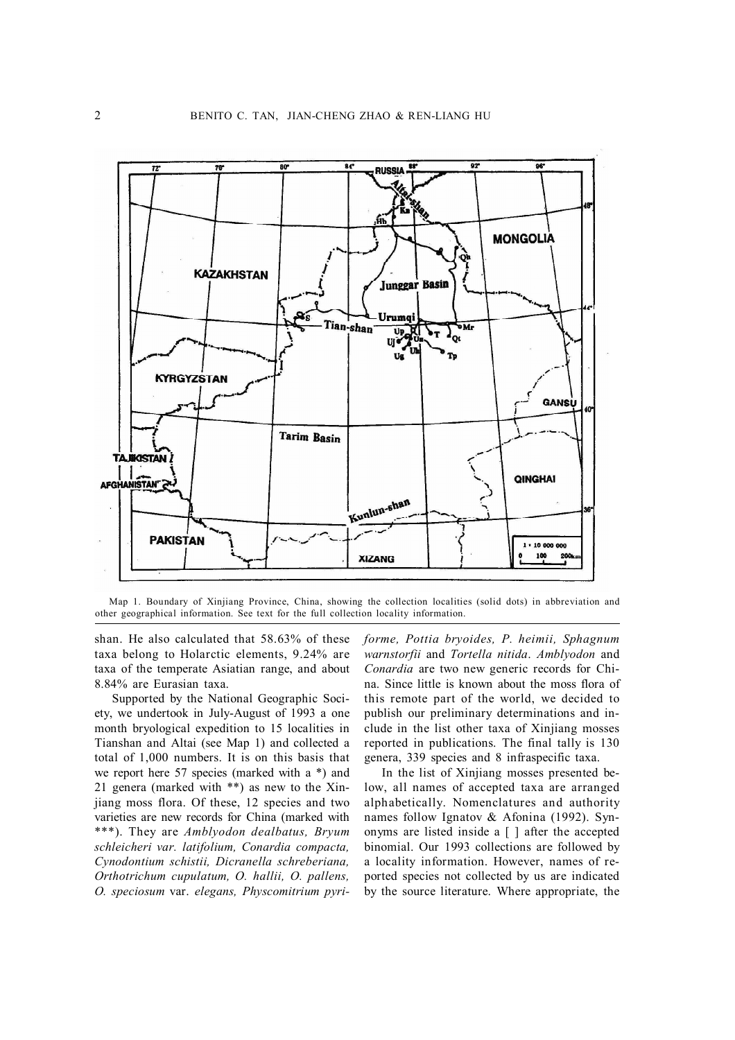Map 1. Boundary of Xinjiang Province, China, showing the collection localities (solid dots) in abbreviation and other geographical information. See text for the full collection locality information.

shan. He also calculated that 58.63% of these taxa belong to Holarctic elements, 9.24% are taxa of the temperate Asiatian range, and about 8.84% are Eurasian taxa.

Supported by the National Geographic Society, we undertook in July-August of 1993 a one month bryological expedition to 15 localities in Tianshan and Altai (see Map 1) and collected a total of 1,000 numbers. It is on this basis that we report here 57 species (marked with a *) and 21 genera (marked with **) as new to the Xinjiang moss flora. Of these, 12 species and two varieties are new records for China (marked with ***). They are *Amblyodon dealbatus, Bryum schleicheri var. latifolium, Conardia compacta, Cynodontium schistii, Dicranella schreberiana, Orthotrichum cupulatum, O. hallii, O. pallens, O. speciosum* var. *elegans, Physcomitrium pyriforme, Pottia bryoides, P. heimii, Sphagnum warnstorfii* and *Tortella nitida*. *Amblyodon* and *Conardia* are two new generic records for China. Since little is known about the moss flora of this remote part of the world, we decided to publish our preliminary determinations and include in the list other taxa of Xinjiang mosses reported in publications. The final tally is 130 genera, 339 species and 8 infraspecific taxa.

In the list of Xinjiang mosses presented below, all names of accepted taxa are arranged alphabetically. Nomenclatures and authority names follow Ignatov & Afonina (1992). Synonyms are listed inside a [ ] after the accepted binomial. Our 1993 collections are followed by a locality information. However, names of reported species not collected by us are indicated by the source literature. Where appropriate, the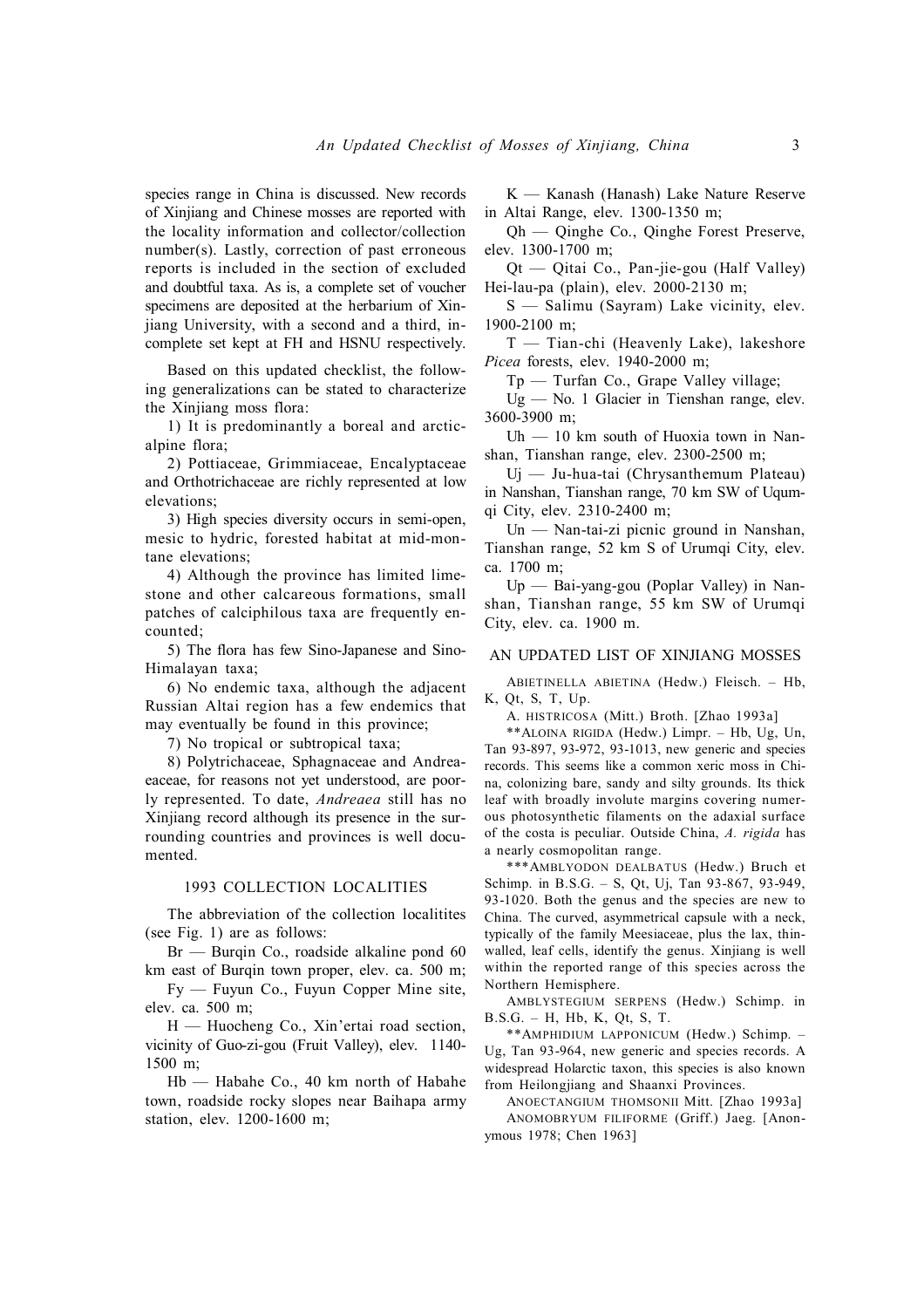species range in China is discussed. New records of Xinjiang and Chinese mosses are reported with the locality information and collector/collection number(s). Lastly, correction of past erroneous reports is included in the section of excluded and doubtful taxa. As is, a complete set of voucher specimens are deposited at the herbarium of Xinjiang University, with a second and a third, incomplete set kept at FH and HSNU respectively.

Based on this updated checklist, the following generalizations can be stated to characterize the Xinjiang moss flora:

1) It is predominantly a boreal and arctic-alpine flora;

2) Pottiaceae, Grimmiaceae, Encalyptaceae and Orthotrichaceae are richly represented at low elevations;

3) High species diversity occurs in semi-open, mesic to hydric, forested habitat at mid-montane elevations;

4) Although the province has limited limestone and other calcareous formations, small patches of calciphilous taxa are frequently encounted;

5) The flora has few Sino-Japanese and Sino-Himalayan taxa;

6) No endemic taxa, although the adjacent Russian Altai region has a few endemics that may eventually be found in this province;

7) No tropical or subtropical taxa;

8) Polytrichaceae, Sphagnaceae and Andreaeaceae, for reasons not yet understood, are poorly represented. To date, *Andreaea* still has no Xinjiang record although its presence in the surrounding countries and provinces is well documented.

## 1993 COLLECTION LOCALITIES

The abbreviation of the collection localitites (see Fig. 1) are as follows:

Br — Burqin Co., roadside alkaline pond 60 km east of Burqin town proper, elev. ca. 500 m;

Fy — Fuyun Co., Fuyun Copper Mine site, elev. ca. 500 m;

H — Huocheng Co., Xin'ertai road section, vicinity of Guo-zi-gou (Fruit Valley), elev. 1140-1500 m;

Hb — Habahe Co., 40 km north of Habahe town, roadside rocky slopes near Baihapa army station, elev. 1200-1600 m;

K — Kanash (Hanash) Lake Nature Reserve in Altai Range, elev. 1300-1350 m;

Qh — Qinghe Co., Qinghe Forest Preserve, elev. 1300-1700 m;

Qt — Qitai Co., Pan-jie-gou (Half Valley) Hei-lau-pa (plain), elev. 2000-2130 m;

S — Salimu (Sayram) Lake vicinity, elev. 1900-2100 m;

T — Tian-chi (Heavenly Lake), lakeshore *Picea* forests, elev. 1940-2000 m;

Tp — Turfan Co., Grape Valley village;

Ug — No. 1 Glacier in Tienshan range, elev. 3600-3900 m;

Uh — 10 km south of Huoxia town in Nanshan, Tianshan range, elev. 2300-2500 m;

Uj — Ju-hua-tai (Chrysanthemum Plateau) in Nanshan, Tianshan range, 70 km SW of Uqumqi City, elev. 2310-2400 m;

Un — Nan-tai-zi picnic ground in Nanshan, Tianshan range, 52 km S of Urumqi City, elev. ca. 1700 m;

Up — Bai-yang-gou (Poplar Valley) in Nanshan, Tianshan range, 55 km SW of Urumqi City, elev. ca. 1900 m.

## AN UPDATED LIST OF XINJIANG MOSSES

ABIETINELLA ABIETINA (Hedw.) Fleisch. – Hb, K, Qt, S, T, Up.

A. HISTRICOSA (Mitt.) Broth. [Zhao 1993a]

**ALOINA RIGIDA (Hedw.) Limpr. – Hb, Ug, Un, Tan 93-897, 93-972, 93-1013, new generic and species records. This seems like a common xeric moss in China, colonizing bare, sandy and silty grounds. Its thick leaf with broadly involute margins covering numerous photosynthetic filaments on the adaxial surface of the costa is peculiar. Outside China, *A. rigida* has a nearly cosmopolitan range.

***AMBLYODON DEALBATUS (Hedw.) Bruch et Schimp. in B.S.G. – S, Qt, Uj, Tan 93-867, 93-949, 93-1020. Both the genus and the species are new to China. The curved, asymmetrical capsule with a neck, typically of the family Meesiaceae, plus the lax, thin-walled, leaf cells, identify the genus. Xinjiang is well within the reported range of this species across the Northern Hemisphere.

AMBLYSTEGIUM SERPENS (Hedw.) Schimp. in B.S.G. – H, Hb, K, Qt, S, T.

**AMPHIDIUM LAPPONICUM (Hedw.) Schimp. – Ug, Tan 93-964, new generic and species records. A widespread Holarctic taxon, this species is also known from Heilongjiang and Shaanxi Provinces.

ANOECTANGIUM THOMSONII Mitt. [Zhao 1993a]

ANOMOBRYUM FILIFORME (Griff.) Jaeg. [Anonymous 1978; Chen 1963]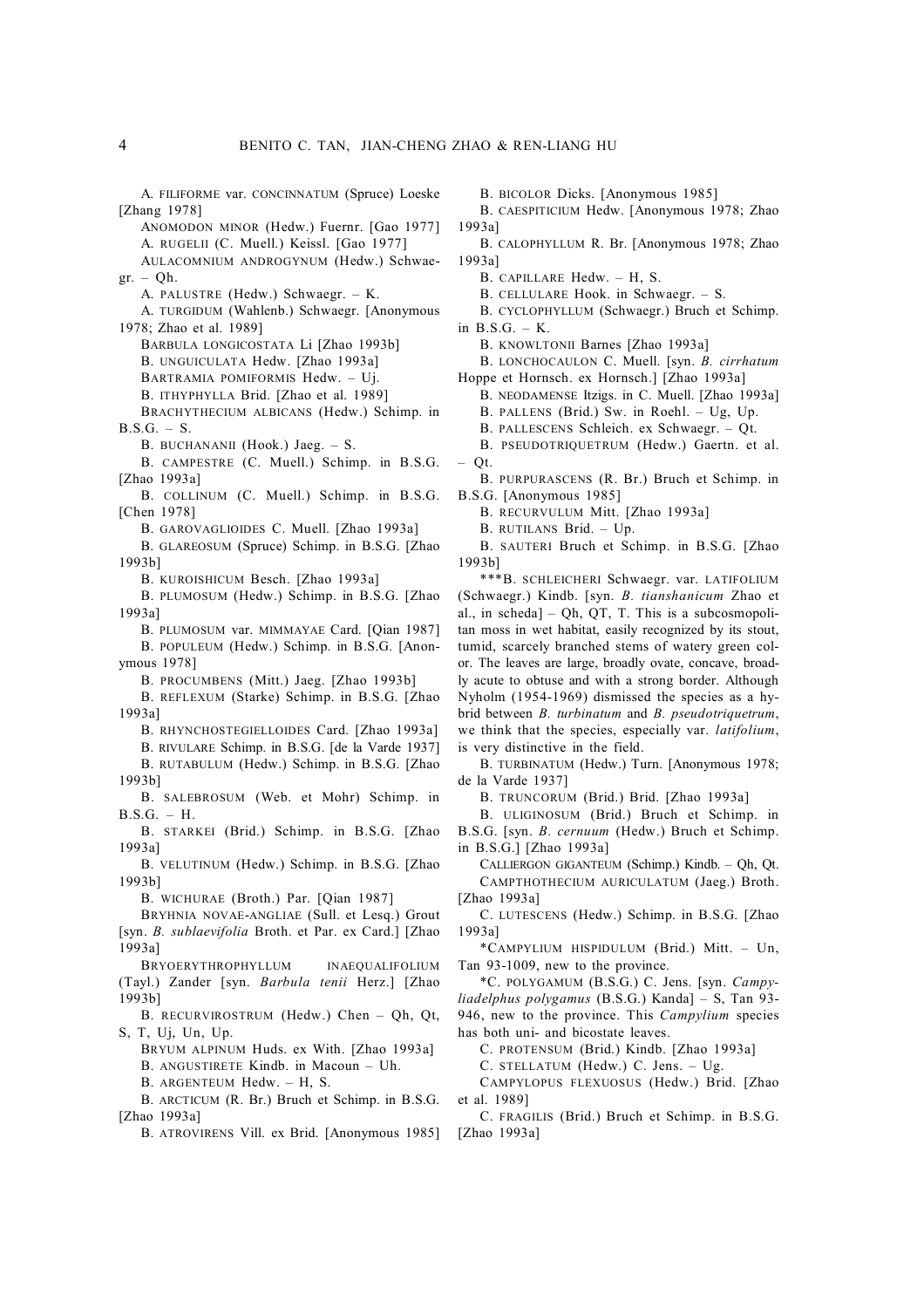A. FILIFORME var. CONCINNATUM (Spruce) Loeske [Zhang 1978]

ANOMODON MINOR (Hedw.) Fuernr. [Gao 1977]

A. RUGELII (C. Muell.) Keissl. [Gao 1977]

AULACOMNIUM ANDROGYNUM (Hedw.) Schwaegr. – Qh.

A. PALUSTRE (Hedw.) Schwaegr. – K.

A. TURGIDUM (Wahlenb.) Schwaegr. [Anonymous 1978; Zhao et al. 1989]

BARBULA LONGICOSTATA Li [Zhao 1993b]

B. UNGUICULATA Hedw. [Zhao 1993a]

BARTRAMIA POMIFORMIS Hedw. – Uj.

B. ITHYPHYLLA Brid. [Zhao et al. 1989]

BRACHYTHECIUM ALBICANS (Hedw.) Schimp. in B.S.G. – S.

B. BUCHANANII (Hook.) Jaeg. – S.

B. CAMPESTRE (C. Muell.) Schimp. in B.S.G. [Zhao 1993a]

B. COLLINUM (C. Muell.) Schimp. in B.S.G. [Chen 1978]

B. GAROVAGLIOIDES C. Muell. [Zhao 1993a]

B. GLAREOSUM (Spruce) Schimp. in B.S.G. [Zhao 1993b]

B. KUROISHICUM Besch. [Zhao 1993a]

B. PLUMOSUM (Hedw.) Schimp. in B.S.G. [Zhao 1993a]

B. PLUMOSUM var. MIMMAYAE Card. [Qian 1987]

B. POPULEUM (Hedw.) Schimp. in B.S.G. [Anonymous 1978]

B. PROCUMBENS (Mitt.) Jaeg. [Zhao 1993b]

B. REFLEXUM (Starke) Schimp. in B.S.G. [Zhao 1993a]

B. RHYNCHOSTEGIELLOIDES Card. [Zhao 1993a]

B. RIVULARE Schimp. in B.S.G. [de la Varde 1937]

B. RUTABULUM (Hedw.) Schimp. in B.S.G. [Zhao 1993b]

B. SALEBROSUM (Web. et Mohr) Schimp. in B.S.G. – H.

B. STARKEI (Brid.) Schimp. in B.S.G. [Zhao 1993a]

B. VELUTINUM (Hedw.) Schimp. in B.S.G. [Zhao 1993b]

B. WICHURAE (Broth.) Par. [Qian 1987]

BRYHNIA NOVAE-ANGLIAE (Sull. et Lesq.) Grout [syn. *B. sublaevifolia* Broth. et Par. ex Card.] [Zhao 1993a]

BRYOERYTHROPHYLLUM INAEQUALIFOLIUM (Tayl.) Zander [syn. *Barbula tenii* Herz.] [Zhao 1993b]

B. RECURVIROSTRUM (Hedw.) Chen – Qh, Qt, S, T, Uj, Un, Up.

BRYUM ALPINUM Huds. ex With. [Zhao 1993a]

B. ANGUSTIRETE Kindb. in Macoun – Uh.

B. ARGENTEUM Hedw. – H, S.

B. ARCTICUM (R. Br.) Bruch et Schimp. in B.S.G. [Zhao 1993a]

B. ATROVIRENS Vill. ex Brid. [Anonymous 1985]

B. BICOLOR Dicks. [Anonymous 1985]

B. CAESPITICIUM Hedw. [Anonymous 1978; Zhao 1993a]

B. CALOPHYLLUM R. Br. [Anonymous 1978; Zhao 1993a]

B. CAPILLARE Hedw. – H, S.

B. CELLULARE Hook. in Schwaegr. – S.

B. CYCLOPHYLLUM (Schwaegr.) Bruch et Schimp. in B.S.G. – K.

B. KNOWLTONII Barnes [Zhao 1993a]

B. LONCHOCAULON C. Muell. [syn. *B. cirrhatum* Hoppe et Hornsch. ex Hornsch.] [Zhao 1993a]

B. NEODAMENSE Itzigs. in C. Muell. [Zhao 1993a]

B. PALLENS (Brid.) Sw. in Roehl. – Ug, Up.

B. PALLESCENS Schleich. ex Schwaegr. – Qt.

B. PSEUDOTRIQUETRUM (Hedw.) Gaertn. et al. – Qt.

B. PURPURASCENS (R. Br.) Bruch et Schimp. in B.S.G. [Anonymous 1985]

B. RECURVULUM Mitt. [Zhao 1993a]

B. RUTILANS Brid. – Up.

B. SAUTERI Bruch et Schimp. in B.S.G. [Zhao 1993b]

***B. SCHLEICHERI Schwaegr. var. LATIFOLIUM (Schwaegr.) Kindb. [syn. *B. tianshanicum* Zhao et al., in scheda] – Qh, QT, T. This is a subcosmopolitan moss in wet habitat, easily recognized by its stout, tumid, scarcely branched stems of watery green color. The leaves are large, broadly ovate, concave, broadly acute to obtuse and with a strong border. Although Nyholm (1954-1969) dismissed the species as a hybrid between *B. turbinatum* and *B. pseudotriquetrum*, we think that the species, especially var. *latifolium*, is very distinctive in the field.

B. TURBINATUM (Hedw.) Turn. [Anonymous 1978; de la Varde 1937]

B. TRUNCORUM (Brid.) Brid. [Zhao 1993a]

B. ULIGINOSUM (Brid.) Bruch et Schimp. in B.S.G. [syn. *B. cernuum* (Hedw.) Bruch et Schimp. in B.S.G.] [Zhao 1993a]

CALLIERGON GIGANTEUM (Schimp.) Kindb. – Qh, Qt.

CAMPTHOTHECIUM AURICULATUM (Jaeg.) Broth. [Zhao 1993a]

C. LUTESCENS (Hedw.) Schimp. in B.S.G. [Zhao 1993a]

*CAMPYLIUM HISPIDULUM (Brid.) Mitt. – Un, Tan 93-1009, new to the province.

*C. POLYGAMUM (B.S.G.) C. Jens. [syn. *Campyliadelphus polygamus* (B.S.G.) Kanda] – S, Tan 93-946, new to the province. This *Campylium* species has both uni- and bicostate leaves.

C. PROTENSUM (Brid.) Kindb. [Zhao 1993a]

C. STELLATUM (Hedw.) C. Jens. – Ug.

CAMPYLOPUS FLEXUOSUS (Hedw.) Brid. [Zhao et al. 1989]

C. FRAGILIS (Brid.) Bruch et Schimp. in B.S.G. [Zhao 1993a]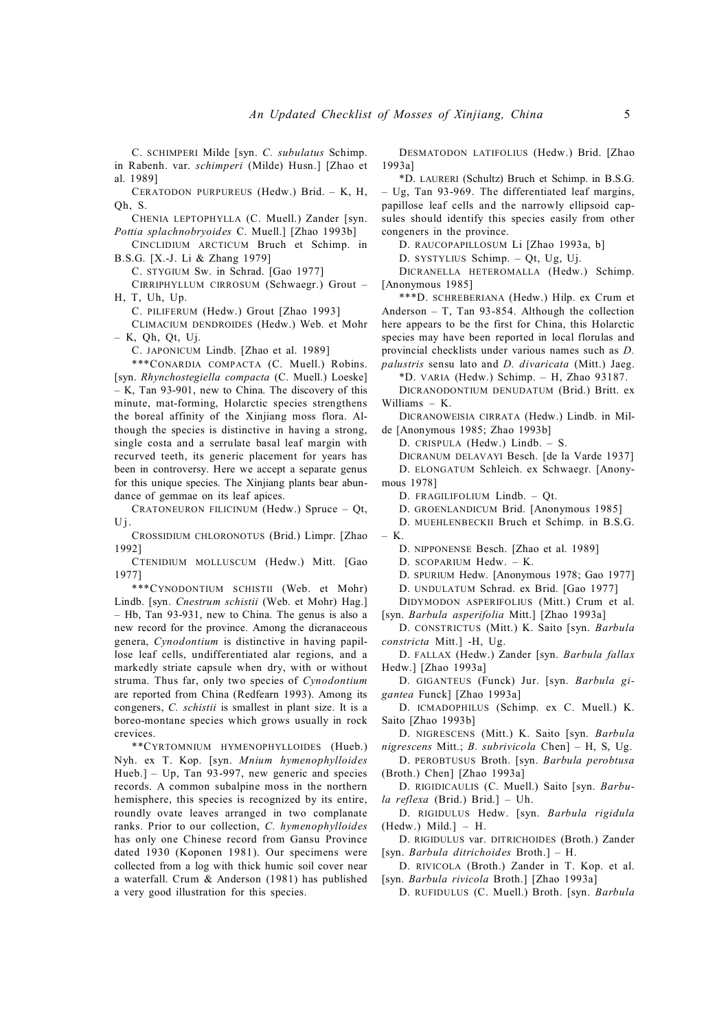C. SCHIMPERI Milde [syn. *C. subulatus* Schimp. in Rabenh. var. *schimperi* (Milde) Husn.] [Zhao et al. 1989]

CERATODON PURPUREUS (Hedw.) Brid. – K, H, Qh, S.

CHENIA LEPTOPHYLLA (C. Muell.) Zander [syn. *Pottia splachnobryoides* C. Muell.] [Zhao 1993b]

CINCLIDIUM ARCTICUM Bruch et Schimp. in B.S.G. [X.-J. Li & Zhang 1979]

C. STYGIUM Sw. in Schrad. [Gao 1977]

CIRRIPHYLLUM CIRROSUM (Schwaegr.) Grout – H, T, Uh, Up.

C. PILIFERUM (Hedw.) Grout [Zhao 1993]

CLIMACIUM DENDROIDES (Hedw.) Web. et Mohr – K, Qh, Qt, Uj.

C. JAPONICUM Lindb. [Zhao et al. 1989]

***CONARDIA COMPACTA (C. Muell.) Robins. [syn. *Rhynchostegiella compacta* (C. Muell.) Loeske] – K, Tan 93-901, new to China. The discovery of this minute, mat-forming, Holarctic species strengthens the boreal affinity of the Xinjiang moss flora. Although the species is distinctive in having a strong, single costa and a serrulate basal leaf margin with recurved teeth, its generic placement for years has been in controversy. Here we accept a separate genus for this unique species. The Xinjiang plants bear abundance of gemmae on its leaf apices.

CRATONEURON FILICINUM (Hedw.) Spruce – Qt, Uj.

CROSSIDIUM CHLORONOTUS (Brid.) Limpr. [Zhao 1992]

CTENIDIUM MOLLUSCUM (Hedw.) Mitt. [Gao 1977]

***CYNODONTIUM SCHISTII (Web. et Mohr) Lindb. [syn. *Cnestrum schistii* (Web. et Mohr) Hag.] – Hb, Tan 93-931, new to China. The genus is also a new record for the province. Among the dicranaceous genera, *Cynodontium* is distinctive in having papillose leaf cells, undifferentiated alar regions, and a markedly striate capsule when dry, with or without struma. Thus far, only two species of *Cynodontium* are reported from China (Redfearn 1993). Among its congeners, *C. schistii* is smallest in plant size. It is a boreo-montane species which grows usually in rock crevices.

**CYRTOMNIUM HYMENOPHYLLOIDES (Hueb.) Nyh. ex T. Kop. [syn. *Mnium hymenophylloides* Hueb.] – Up, Tan 93-997, new generic and species records. A common subalpine moss in the northern hemisphere, this species is recognized by its entire, roundly ovate leaves arranged in two complanate ranks. Prior to our collection, *C. hymenophylloides* has only one Chinese record from Gansu Province dated 1930 (Koponen 1981). Our specimens were collected from a log with thick humic soil cover near a waterfall. Crum & Anderson (1981) has published a very good illustration for this species.

DESMATODON LATIFOLIUS (Hedw.) Brid. [Zhao 1993a]

*D. LAURERI (Schultz) Bruch et Schimp. in B.S.G. – Ug, Tan 93-969. The differentiated leaf margins, papillose leaf cells and the narrowly ellipsoid capsules should identify this species easily from other congeners in the province.

D. RAUCOPAPILLOSUM Li [Zhao 1993a, b]

D. SYSTYLIUS Schimp. – Qt, Ug, Uj.

DICRANELLA HETEROMALLA (Hedw.) Schimp. [Anonymous 1985]

***D. SCHREBERIANA (Hedw.) Hilp. ex Crum et Anderson – T, Tan 93-854. Although the collection here appears to be the first for China, this Holarctic species may have been reported in local florulas and provincial checklists under various names such as *D. palustris* sensu lato and *D. divaricata* (Mitt.) Jaeg.

*D. VARIA (Hedw.) Schimp. – H, Zhao 93187.

DICRANODONTIUM DENUDATUM (Brid.) Britt. ex Williams – K.

DICRANOWEISIA CIRRATA (Hedw.) Lindb. in Milde [Anonymous 1985; Zhao 1993b]

D. CRISPULA (Hedw.) Lindb. – S.

DICRANUM DELAVAYI Besch. [de la Varde 1937]

D. ELONGATUM Schleich. ex Schwaegr. [Anonymous 1978]

D. FRAGILIFOLIUM Lindb. – Qt.

D. GROENLANDICUM Brid. [Anonymous 1985]

D. MUEHLENBECKII Bruch et Schimp. in B.S.G. – K.

D. NIPPONENSE Besch. [Zhao et al. 1989]

D. SCOPARIUM Hedw. – K.

D. SPURIUM Hedw. [Anonymous 1978; Gao 1977]

D. UNDULATUM Schrad. ex Brid. [Gao 1977]

DIDYMODON ASPERIFOLIUS (Mitt.) Crum et al. [syn. *Barbula asperifolia* Mitt.] [Zhao 1993a]

D. CONSTRICTUS (Mitt.) K. Saito [syn. *Barbula constricta* Mitt.] -H, Ug.

D. FALLAX (Hedw.) Zander [syn. *Barbula fallax* Hedw.] [Zhao 1993a]

D. GIGANTEUS (Funck) Jur. [syn. *Barbula gigantea* Funck] [Zhao 1993a]

D. ICMADOPHILUS (Schimp. ex C. Muell.) K. Saito [Zhao 1993b]

D. NIGRESCENS (Mitt.) K. Saito [syn. *Barbula nigrescens* Mitt.; *B. subrivicola* Chen] – H, S, Ug.

D. PEROBTUSUS Broth. [syn. *Barbula perobtusa* (Broth.) Chen] [Zhao 1993a]

D. RIGIDICAULIS (C. Muell.) Saito [syn. *Barbula reflexa* (Brid.) Brid.] – Uh.

D. RIGIDULUS Hedw. [syn. *Barbula rigidula* (Hedw.) Mild.] – H.

D. RIGIDULUS var. DITRICHOIDES (Broth.) Zander [syn. *Barbula ditrichoides* Broth.] – H.

D. RIVICOLA (Broth.) Zander in T. Kop. et al. [syn. *Barbula rivicola* Broth.] [Zhao 1993a]

D. RUFIDULUS (C. Muell.) Broth. [syn. *Barbula*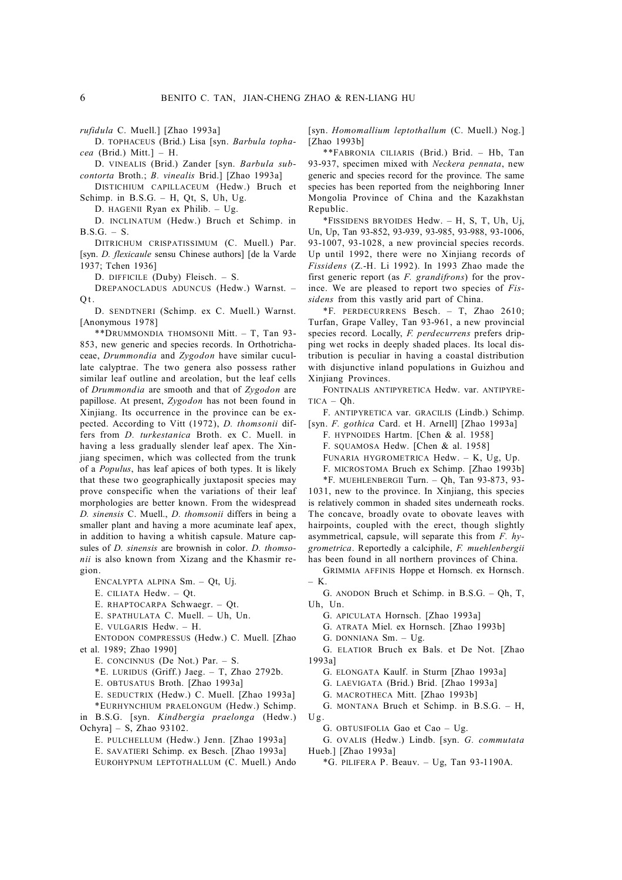*rufidula* C. Muell.] [Zhao 1993a]

D. TOPHACEUS (Brid.) Lisa [syn. *Barbula tophacea* (Brid.) Mitt.] – H.

D. VINEALIS (Brid.) Zander [syn. *Barbula subcontorta* Broth.; *B. vinealis* Brid.] [Zhao 1993a]

DISTICHIUM CAPILLACEUM (Hedw.) Bruch et Schimp. in B.S.G. – H, Qt, S, Uh, Ug.

D. HAGENII Ryan ex Philib. – Ug.

D. INCLINATUM (Hedw.) Bruch et Schimp. in B.S.G. – S.

DITRICHUM CRISPATISSIMUM (C. Muell.) Par. [syn. *D. flexicaule* sensu Chinese authors] [de la Varde 1937; Tchen 1936]

D. DIFFICILE (Duby) Fleisch. – S.

DREPANOCLADUS ADUNCUS (Hedw.) Warnst. – Qt.

D. SENDTNERI (Schimp. ex C. Muell.) Warnst. [Anonymous 1978]

**DRUMMONDIA THOMSONII Mitt. – T, Tan 93-853, new generic and species records. In Orthotrichaceae, *Drummondia* and *Zygodon* have similar cucullate calyptrae. The two genera also possess rather similar leaf outline and areolation, but the leaf cells of *Drummondia* are smooth and that of *Zygodon* are papillose. At present, *Zygodon* has not been found in Xinjiang. Its occurrence in the province can be expected. According to Vitt (1972), *D. thomsonii* differs from *D. turkestanica* Broth. ex C. Muell. in having a less gradually slender leaf apex. The Xinjiang specimen, which was collected from the trunk of a *Populus*, has leaf apices of both types. It is likely that these two geographically juxtaposit species may prove conspecific when the variations of their leaf morphologies are better known. From the widespread *D. sinensis* C. Muell., *D. thomsonii* differs in being a smaller plant and having a more acuminate leaf apex, in addition to having a whitish capsule. Mature capsules of *D. sinensis* are brownish in color. *D. thomsonii* is also known from Xizang and the Khasmir region.

ENCALYPTA ALPINA Sm. – Qt, Uj.

E. CILIATA Hedw. – Qt.

E. RHAPTOCARPA Schwaegr. – Qt.

E. SPATHULATA C. Muell. – Uh, Un.

E. VULGARIS Hedw. – H.

ENTODON COMPRESSUS (Hedw.) C. Muell. [Zhao et al. 1989; Zhao 1990]

E. CONCINNUS (De Not.) Par. – S.

*E. LURIDUS (Griff.) Jaeg. – T, Zhao 2792b.

E. OBTUSATUS Broth. [Zhao 1993a]

E. SEDUCTRIX (Hedw.) C. Muell. [Zhao 1993a]

*EURHYNCHIUM PRAELONGUM (Hedw.) Schimp. in B.S.G. [syn. *Kindbergia praelonga* (Hedw.) Ochyra] – S, Zhao 93102.

E. PULCHELLUM (Hedw.) Jenn. [Zhao 1993a]

E. SAVATIERI Schimp. ex Besch. [Zhao 1993a]

EUROHYPNUM LEPTOTHALLUM (C. Muell.) Ando [syn. *Homomallium leptothallum* (C. Muell.) Nog.] [Zhao 1993b]

**FABRONIA CILIARIS (Brid.) Brid. – Hb, Tan 93-937, specimen mixed with *Neckera pennata*, new generic and species record for the province. The same species has been reported from the neighboring Inner Mongolia Province of China and the Kazakhstan Republic.

*FISSIDENS BRYOIDES Hedw. – H, S, T, Uh, Uj, Un, Up, Tan 93-852, 93-939, 93-985, 93-988, 93-1006, 93-1007, 93-1028, a new provincial species records. Up until 1992, there were no Xinjiang records of *Fissidens* (Z.-H. Li 1992). In 1993 Zhao made the first generic report (as *F. grandifrons*) for the province. We are pleased to report two species of *Fissidens* from this vastly arid part of China.

*F. PERDECURRENS Besch. – T, Zhao 2610; Turfan, Grape Valley, Tan 93-961, a new provincial species record. Locally, *F. perdecurrens* prefers dripping wet rocks in deeply shaded places. Its local distribution is peculiar in having a coastal distribution with disjunctive inland populations in Guizhou and Xinjiang Provinces.

FONTINALIS ANTIPYRETICA Hedw. var. ANTIPYRETICA – Qh.

F. ANTIPYRETICA var. GRACILIS (Lindb.) Schimp. [syn. *F. gothica* Card. et H. Arnell] [Zhao 1993a]

F. HYPNOIDES Hartm. [Chen & al. 1958]

F. SQUAMOSA Hedw. [Chen & al. 1958]

FUNARIA HYGROMETRICA Hedw. – K, Ug, Up.

F. MICROSTOMA Bruch ex Schimp. [Zhao 1993b]

*F. MUEHLENBERGII Turn. – Qh, Tan 93-873, 93-1031, new to the province. In Xinjiang, this species is relatively common in shaded sites underneath rocks. The concave, broadly ovate to obovate leaves with hairpoints, coupled with the erect, though slightly asymmetrical, capsule, will separate this from *F. hygrometrica*. Reportedly a calciphile, *F. muehlenbergii* has been found in all northern provinces of China.

GRIMMIA AFFINIS Hoppe et Hornsch. ex Hornsch. – K.

G. ANODON Bruch et Schimp. in B.S.G. – Qh, T, Uh, Un.

G. APICULATA Hornsch. [Zhao 1993a]

G. ATRATA Miel. ex Hornsch. [Zhao 1993b]

G. DONNIANA Sm. – Ug.

G. ELATIOR Bruch ex Bals. et De Not. [Zhao 1993a]

G. ELONGATA Kaulf. in Sturm [Zhao 1993a]

G. LAEVIGATA (Brid.) Brid. [Zhao 1993a]

G. MACROTHECA Mitt. [Zhao 1993b]

G. MONTANA Bruch et Schimp. in B.S.G. – H, Ug.

G. OBTUSIFOLIA Gao et Cao – Ug.

G. OVALIS (Hedw.) Lindb. [syn. *G. commutata* Hueb.] [Zhao 1993a]

*G. PILIFERA P. Beauv. – Ug, Tan 93-1190A.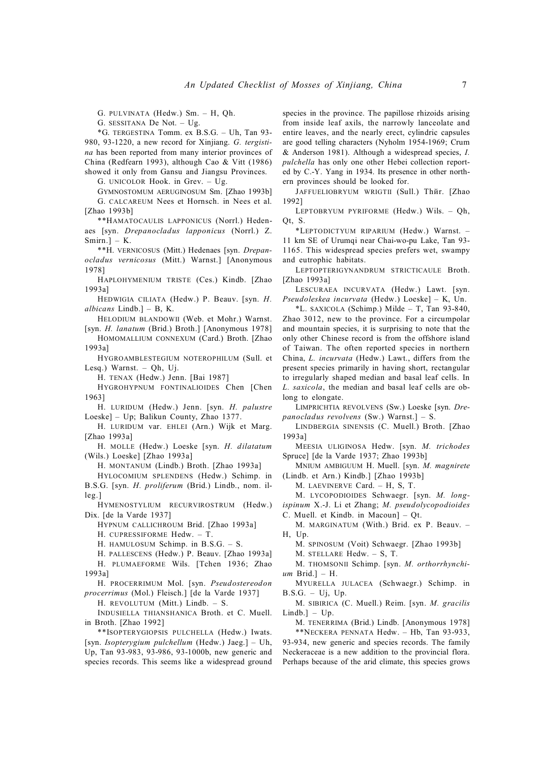G. PULVINATA (Hedw.) Sm. – H, Qh.

G. SESSITANA De Not. – Ug.

*G. TERGESTINA Tomm. ex B.S.G. – Uh, Tan 93-980, 93-1220, a new record for Xinjiang. *G. tergistina* has been reported from many interior provinces of China (Redfearn 1993), although Cao & Vitt (1986) showed it only from Gansu and Jiangsu Provinces.

G. UNICOLOR Hook. in Grev. – Ug.

GYMNOSTOMUM AERUGINOSUM Sm. [Zhao 1993b]

G. CALCAREUM Nees et Hornsch. in Nees et al. [Zhao 1993b]

**HAMATOCAULIS LAPPONICUS (Norrl.) Hedenaes [syn. *Drepanocladus lapponicus* (Norrl.) Z. Smirn.] – K.

**H. VERNICOSUS (Mitt.) Hedenaes [syn. *Drepanocladus vernicosus* (Mitt.) Warnst.] [Anonymous 1978]

HAPLOHYMENIUM TRISTE (Ces.) Kindb. [Zhao 1993a]

HEDWIGIA CILIATA (Hedw.) P. Beauv. [syn. *H. albicans* Lindb.] – B, K.

HELODIUM BLANDOWII (Web. et Mohr.) Warnst. [syn. *H. lanatum* (Brid.) Broth.] [Anonymous 1978]

HOMOMALLIUM CONNEXUM (Card.) Broth. [Zhao 1993a]

HYGROAMBLESTEGIUM NOTEROPHILUM (Sull. et Lesq.) Warnst. – Qh, Uj.

H. TENAX (Hedw.) Jenn. [Bai 1987]

HYGROHYPNUM FONTINALIOIDES Chen [Chen 1963]

H. LURIDUM (Hedw.) Jenn. [syn. *H. palustre* Loeske] – Up; Balikun County, Zhao 1377.

H. LURIDUM var. EHLEI (Arn.) Wijk et Marg. [Zhao 1993a]

H. MOLLE (Hedw.) Loeske [syn. *H. dilatatum* (Wils.) Loeske] [Zhao 1993a]

H. MONTANUM (Lindb.) Broth. [Zhao 1993a]

HYLOCOMIUM SPLENDENS (Hedw.) Schimp. in B.S.G. [syn. *H. proliferum* (Brid.) Lindb., nom. illeg.]

HYMENOSTYLIUM RECURVIROSTRUM (Hedw.) Dix. [de la Varde 1937]

HYPNUM CALLICHROUM Brid. [Zhao 1993a]

H. CUPRESSIFORME Hedw. – T.

H. HAMULOSUM Schimp. in B.S.G. – S.

H. PALLESCENS (Hedw.) P. Beauv. [Zhao 1993a]

H. PLUMAEFORME Wils. [Tchen 1936; Zhao 1993a]

H. PROCERRIMUM Mol. [syn. *Pseudostereodon procerrimus* (Mol.) Fleisch.] [de la Varde 1937]

H. REVOLUTUM (Mitt.) Lindb. – S.

INDUSIELLA THIANSHANICA Broth. et C. Muell. in Broth. [Zhao 1992]

**ISOPTERYGIOPSIS PULCHELLA (Hedw.) Iwats. [syn. *Isopterygium pulchellum* (Hedw.) Jaeg.] – Uh, Up, Tan 93-983, 93-986, 93-1000b, new generic and species records. This seems like a widespread ground species in the province. The papillose rhizoids arising from inside leaf axils, the narrowly lanceolate and entire leaves, and the nearly erect, cylindric capsules are good telling characters (Nyholm 1954-1969; Crum & Anderson 1981). Although a widespread species, *I. pulchella* has only one other Hebei collection reported by C.-Y. Yang in 1934. Its presence in other northern provinces should be looked for.

JAFFUELIOBRYUM WRIGTII (Sull.) Thĕr. [Zhao 1992]

LEPTOBRYUM PYRIFORME (Hedw.) Wils. – Qh, Qt, S.

**LEPTODICTYUM RIPARIUM (Hedw.) Warnst. – 11 km SE of Urumqi near Chai-wo-pu Lake, Tan 93-1165. This widespread species prefers wet, swampy and eutrophic habitats.

LEPTOPTERIGYNANDRUM STRICTICAULE Broth. [Zhao 1993a]

LESCURAEA INCURVATA (Hedw.) Lawt. [syn. *Pseudoleskea incurvata* (Hedw.) Loeske] – K, Un.

*L. SAXICOLA (Schimp.) Milde – T, Tan 93-840, Zhao 3012, new to the province. For a circumpolar and mountain species, it is surprising to note that the only other Chinese record is from the offshore island of Taiwan. The often reported species in northern China, *L. incurvata* (Hedw.) Lawt., differs from the present species primarily in having short, rectangular to irregularly shaped median and basal leaf cells. In *L. saxicola*, the median and basal leaf cells are oblong to elongate.

LIMPRICHTIA REVOLVENS (Sw.) Loeske [syn. *Drepanocladus revolvens* (Sw.) Warnst.] – S.

LINDBERGIA SINENSIS (C. Muell.) Broth. [Zhao 1993a]

MEESIA ULIGINOSA Hedw. [syn. *M. trichodes* Spruce] [de la Varde 1937; Zhao 1993b]

MNIUM AMBIGUUM H. Muell. [syn. *M. magnirete* (Lindb. et Arn.) Kindb.] [Zhao 1993b]

M. LAEVINERVE Card. – H, S, T.

M. LYCOPODIOIDES Schwaegr. [syn. *M. longispinum* X.-J. Li et Zhang; *M. pseudolycopodioides* C. Muell. et Kindb. in Macoun] – Qt.

M. MARGINATUM (With.) Brid. ex P. Beauv. – H, Up.

M. SPINOSUM (Voit) Schwaegr. [Zhao 1993b]

M. STELLARE Hedw. – S, T.

M. THOMSONII Schimp. [syn. *M. orthorrhynchium* Brid.] – H.

MYURELLA JULACEA (Schwaegr.) Schimp. in B.S.G. – Uj, Up.

M. SIBIRICA (C. Muell.) Reim. [syn. *M. gracilis* Lindb.] – Up.

M. TENERRIMA (Brid.) Lindb. [Anonymous 1978]

**NECKERA PENNATA Hedw. – Hb, Tan 93-933, 93-934, new generic and species records. The family Neckeraceae is a new addition to the provincial flora. Perhaps because of the arid climate, this species grows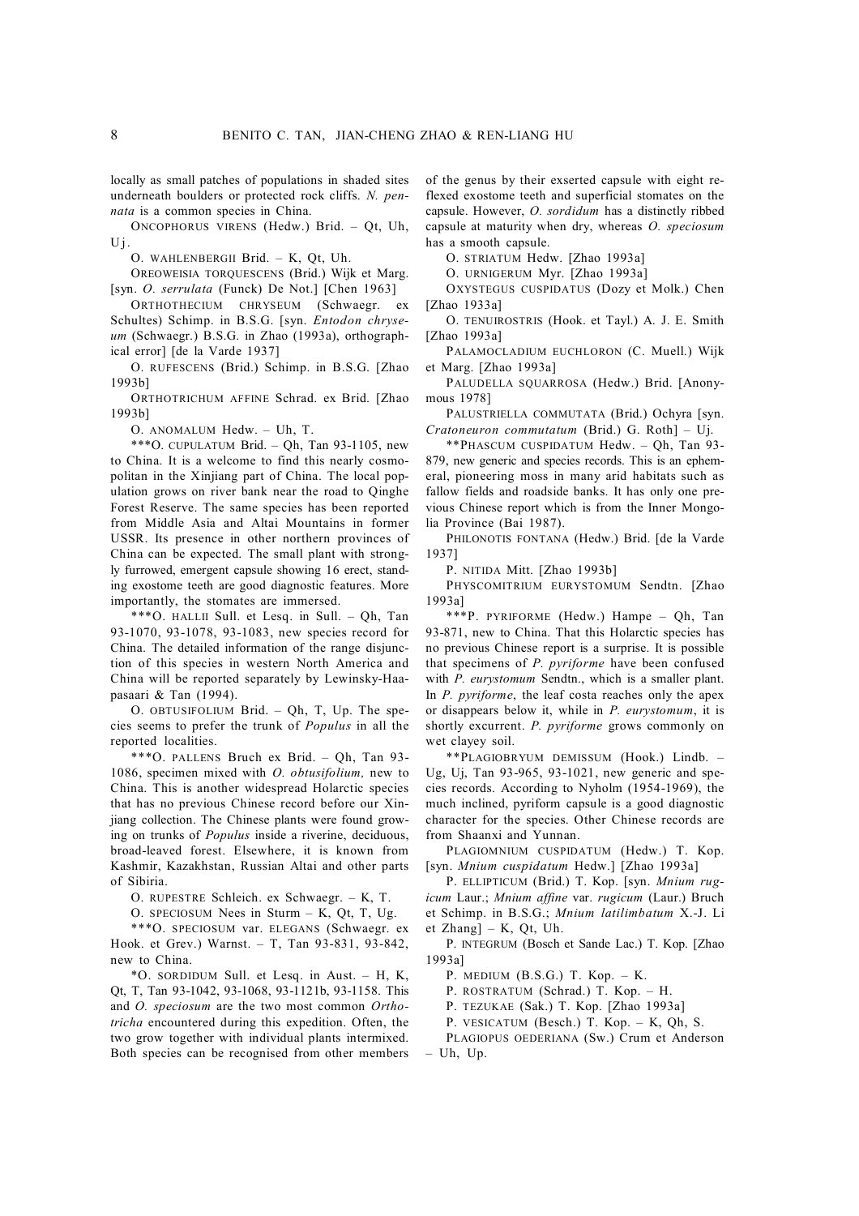locally as small patches of populations in shaded sites underneath boulders or protected rock cliffs. *N. pennata* is a common species in China.

ONCOPHORUS VIRENS (Hedw.) Brid. – Qt, Uh, Uj.

O. WAHLENBERGII Brid. – K, Qt, Uh.

OREOWEISIA TORQUESCENS (Brid.) Wijk et Marg. [syn. *O. serrulata* (Funck) De Not.] [Chen 1963]

ORTHOTHECIUM CHRYSEUM (Schwaegr. ex Schultes) Schimp. in B.S.G. [syn. *Entodon chryseum* (Schwaegr.) B.S.G. in Zhao (1993a), orthographical error] [de la Varde 1937]

O. RUFESCENS (Brid.) Schimp. in B.S.G. [Zhao 1993b]

ORTHOTRICHUM AFFINE Schrad. ex Brid. [Zhao 1993b]

O. ANOMALUM Hedw. – Uh, T.

***O. CUPULATUM Brid. – Qh, Tan 93-1105, new to China. It is a welcome to find this nearly cosmopolitan in the Xinjiang part of China. The local population grows on river bank near the road to Qinghe Forest Reserve. The same species has been reported from Middle Asia and Altai Mountains in former USSR. Its presence in other northern provinces of China can be expected. The small plant with strongly furrowed, emergent capsule showing 16 erect, standing exostome teeth are good diagnostic features. More importantly, the stomates are immersed.

***O. HALLII Sull. et Lesq. in Sull. – Qh, Tan 93-1070, 93-1078, 93-1083, new species record for China. The detailed information of the range disjunction of this species in western North America and China will be reported separately by Lewinsky-Haapasaari & Tan (1994).

O. OBTUSIFOLIUM Brid. – Qh, T, Up. The species seems to prefer the trunk of *Populus* in all the reported localities.

***O. PALLENS Bruch ex Brid. – Qh, Tan 93-1086, specimen mixed with *O. obtusifolium,* new to China. This is another widespread Holarctic species that has no previous Chinese record before our Xinjiang collection. The Chinese plants were found growing on trunks of *Populus* inside a riverine, deciduous, broad-leaved forest. Elsewhere, it is known from Kashmir, Kazakhstan, Russian Altai and other parts of Sibiria.

O. RUPESTRE Schleich. ex Schwaegr. – K, T.

O. SPECIOSUM Nees in Sturm – K, Qt, T, Ug.

***O. SPECIOSUM var. ELEGANS (Schwaegr. ex Hook. et Grev.) Warnst. – T, Tan 93-831, 93-842, new to China.

*O. SORDIDUM Sull. et Lesq. in Aust. – H, K, Qt, T, Tan 93-1042, 93-1068, 93-1121b, 93-1158. This and *O. speciosum* are the two most common *Orthotricha* encountered during this expedition. Often, the two grow together with individual plants intermixed. Both species can be recognised from other members of the genus by their exserted capsule with eight reflexed exostome teeth and superficial stomates on the capsule. However, *O. sordidum* has a distinctly ribbed capsule at maturity when dry, whereas *O. speciosum* has a smooth capsule.

O. STRIATUM Hedw. [Zhao 1993a]

O. URNIGERUM Myr. [Zhao 1993a]

OXYSTEGUS CUSPIDATUS (Dozy et Molk.) Chen [Zhao 1933a]

O. TENUIROSTRIS (Hook. et Tayl.) A. J. E. Smith [Zhao 1993a]

PALAMOCLADIUM EUCHLORON (C. Muell.) Wijk et Marg. [Zhao 1993a]

PALUDELLA SQUARROSA (Hedw.) Brid. [Anonymous 1978]

PALUSTRIELLA COMMUTATA (Brid.) Ochyra [syn. *Cratoneuron commutatum* (Brid.) G. Roth] – Uj.

**PHASCUM CUSPIDATUM Hedw. – Qh, Tan 93-879, new generic and species records. This is an ephemeral, pioneering moss in many arid habitats such as fallow fields and roadside banks. It has only one previous Chinese report which is from the Inner Mongolia Province (Bai 1987).

PHILONOTIS FONTANA (Hedw.) Brid. [de la Varde 1937]

P. NITIDA Mitt. [Zhao 1993b]

PHYSCOMITRIUM EURYSTOMUM Sendtn. [Zhao 1993a]

***P. PYRIFORME (Hedw.) Hampe – Qh, Tan 93-871, new to China. That this Holarctic species has no previous Chinese report is a surprise. It is possible that specimens of *P. pyriforme* have been confused with *P. eurystomum* Sendtn., which is a smaller plant. In *P. pyriforme*, the leaf costa reaches only the apex or disappears below it, while in *P. eurystomum*, it is shortly excurrent. *P. pyriforme* grows commonly on wet clayey soil.

**PLAGIOBRYUM DEMISSUM (Hook.) Lindb. – Ug, Uj, Tan 93-965, 93-1021, new generic and species records. According to Nyholm (1954-1969), the much inclined, pyriform capsule is a good diagnostic character for the species. Other Chinese records are from Shaanxi and Yunnan.

PLAGIOMNIUM CUSPIDATUM (Hedw.) T. Kop. [syn. *Mnium cuspidatum* Hedw.] [Zhao 1993a]

P. ELLIPTICUM (Brid.) T. Kop. [syn. *Mnium rugicum* Laur.; *Mnium affine* var. *rugicum* (Laur.) Bruch et Schimp. in B.S.G.; *Mnium latilimbatum* X.-J. Li et Zhang] – K, Qt, Uh.

P. INTEGRUM (Bosch et Sande Lac.) T. Kop. [Zhao 1993a]

P. MEDIUM (B.S.G.) T. Kop. – K.

P. ROSTRATUM (Schrad.) T. Kop. – H.

P. TEZUKAE (Sak.) T. Kop. [Zhao 1993a]

P. VESICATUM (Besch.) T. Kop. – K, Qh, S.

PLAGIOPUS OEDERIANA (Sw.) Crum et Anderson – Uh, Up.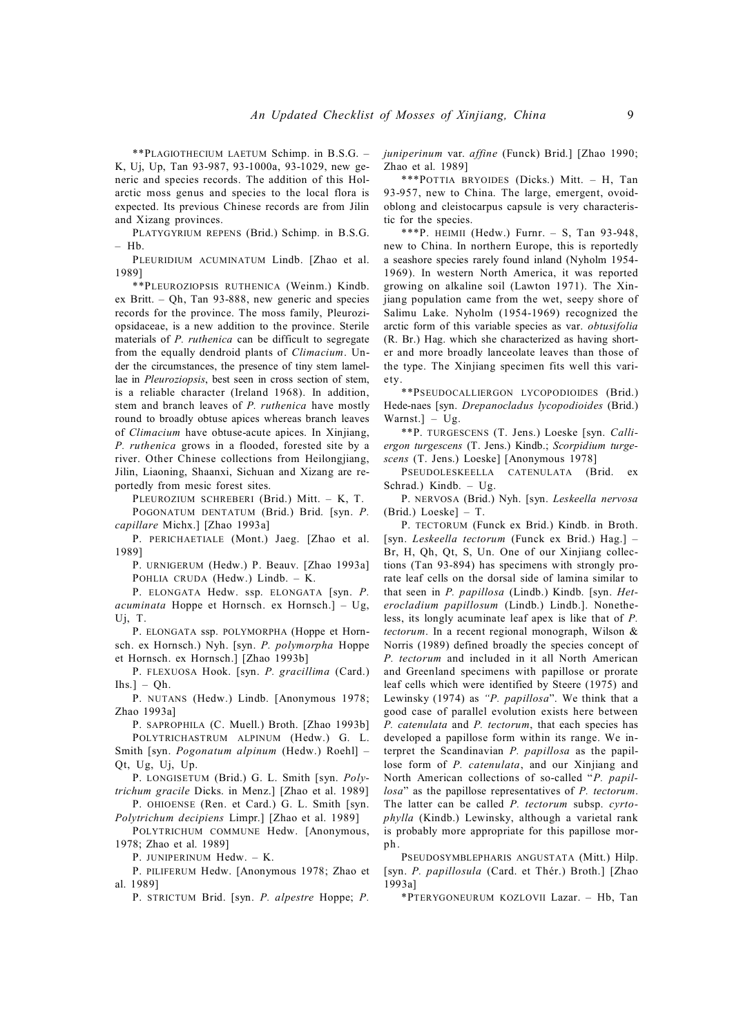\*\*PLAGIOTHECIUM LAETUM Schimp. in B.S.G. – K, Uj, Up, Tan 93-987, 93-1000a, 93-1029, new generic and species records. The addition of this Holarctic moss genus and species to the local flora is expected. Its previous Chinese records are from Jilin and Xizang provinces.

PLATYGYRIUM REPENS (Brid.) Schimp. in B.S.G. – Hb.

PLEURIDIUM ACUMINATUM Lindb. [Zhao et al. 1989]

\*\*PLEUROZIOPSIS RUTHENICA (Weinm.) Kindb. ex Britt. – Qh, Tan 93-888, new generic and species records for the province. The moss family, Pleuroziopsidaceae, is a new addition to the province. Sterile materials of *P. ruthenica* can be difficult to segregate from the equally dendroid plants of *Climacium*. Under the circumstances, the presence of tiny stem lamellae in *Pleuroziopsis*, best seen in cross section of stem, is a reliable character (Ireland 1968). In addition, stem and branch leaves of *P. ruthenica* have mostly round to broadly obtuse apices whereas branch leaves of *Climacium* have obtuse-acute apices. In Xinjiang, *P. ruthenica* grows in a flooded, forested site by a river. Other Chinese collections from Heilongjiang, Jilin, Liaoning, Shaanxi, Sichuan and Xizang are reportedly from mesic forest sites.

PLEUROZIUM SCHREBERI (Brid.) Mitt. – K, T.

POGONATUM DENTATUM (Brid.) Brid. [syn. *P. capillare* Michx.] [Zhao 1993a]

P. PERICHAETIALE (Mont.) Jaeg. [Zhao et al. 1989]

P. URNIGERUM (Hedw.) P. Beauv. [Zhao 1993a]

POHLIA CRUDA (Hedw.) Lindb. – K.

P. ELONGATA Hedw. ssp. ELONGATA [syn. *P. acuminata* Hoppe et Hornsch. ex Hornsch.] – Ug, Uj, T.

P. ELONGATA ssp. POLYMORPHA (Hoppe et Hornsch. ex Hornsch.) Nyh. [syn. *P. polymorpha* Hoppe et Hornsch. ex Hornsch.] [Zhao 1993b]

P. FLEXUOSA Hook. [syn. *P. gracillima* (Card.) Ihs.] – Qh.

P. NUTANS (Hedw.) Lindb. [Anonymous 1978; Zhao 1993a]

P. SAPROPHILA (C. Muell.) Broth. [Zhao 1993b]

POLYTRICHASTRUM ALPINUM (Hedw.) G. L. Smith [syn. *Pogonatum alpinum* (Hedw.) Roehl] – Qt, Ug, Uj, Up.

P. LONGISETUM (Brid.) G. L. Smith [syn. *Polytrichum gracile* Dicks. in Menz.] [Zhao et al. 1989]

P. OHIOENSE (Ren. et Card.) G. L. Smith [syn. *Polytrichum decipiens* Limpr.] [Zhao et al. 1989]

POLYTRICHUM COMMUNE Hedw. [Anonymous, 1978; Zhao et al. 1989]

P. JUNIPERINUM Hedw. – K.

P. PILIFERUM Hedw. [Anonymous 1978; Zhao et al. 1989]

P. STRICTUM Brid. [syn. *P. alpestre* Hoppe; *P. juniperinum* var. *affine* (Funck) Brid.] [Zhao 1990; Zhao et al. 1989]

\*\*\*POTTIA BRYOIDES (Dicks.) Mitt. – H, Tan 93-957, new to China. The large, emergent, ovoid-oblong and cleistocarpus capsule is very characteristic for the species.

\*\*\*P. HEIMII (Hedw.) Furnr. – S, Tan 93-948, new to China. In northern Europe, this is reportedly a seashore species rarely found inland (Nyholm 1954-1969). In western North America, it was reported growing on alkaline soil (Lawton 1971). The Xinjiang population came from the wet, seepy shore of Salimu Lake. Nyholm (1954-1969) recognized the arctic form of this variable species as var. *obtusifolia* (R. Br.) Hag. which she characterized as having shorter and more broadly lanceolate leaves than those of the type. The Xinjiang specimen fits well this variety.

\*\*PSEUDOCALLIERGON LYCOPODIOIDES (Brid.) Hede-naes [syn. *Drepanocladus lycopodioides* (Brid.) Warnst.] – Ug.

\*\*P. TURGESCENS (T. Jens.) Loeske [syn. *Calliergon turgescens* (T. Jens.) Kindb.; *Scorpidium turgescens* (T. Jens.) Loeske] [Anonymous 1978]

PSEUDOLESKEELLA CATENULATA (Brid. ex Schrad.) Kindb. – Ug.

P. NERVOSA (Brid.) Nyh. [syn. *Leskeella nervosa* (Brid.) Loeske] – T.

P. TECTORUM (Funck ex Brid.) Kindb. in Broth. [syn. *Leskeella tectorum* (Funck ex Brid.) Hag.] – Br, H, Qh, Qt, S, Un. One of our Xinjiang collections (Tan 93-894) has specimens with strongly prorate leaf cells on the dorsal side of lamina similar to that seen in *P. papillosa* (Lindb.) Kindb. [syn. *Heterocladium papillosum* (Lindb.) Lindb.]. Nonetheless, its longly acuminate leaf apex is like that of *P. tectorum*. In a recent regional monograph, Wilson & Norris (1989) defined broadly the species concept of *P. tectorum* and included in it all North American and Greenland specimens with papillose or prorate leaf cells which were identified by Steere (1975) and Lewinsky (1974) as *"P. papillosa"*. We think that a good case of parallel evolution exists here between *P. catenulata* and *P. tectorum*, that each species has developed a papillose form within its range. We interpret the Scandinavian *P. papillosa* as the papillose form of *P. catenulata*, and our Xinjiang and North American collections of so-called "*P. papillosa*" as the papillose representatives of *P. tectorum*. The latter can be called *P. tectorum* subsp. *cyrtophylla* (Kindb.) Lewinsky, although a varietal rank is probably more appropriate for this papillose morph.

PSEUDOSYMBLEPHARIS ANGUSTATA (Mitt.) Hilp. [syn. *P. papillosula* (Card. et Thér.) Broth.] [Zhao 1993a]

\*PTERYGONEURUM KOZLOVII Lazar. – Hb, Tan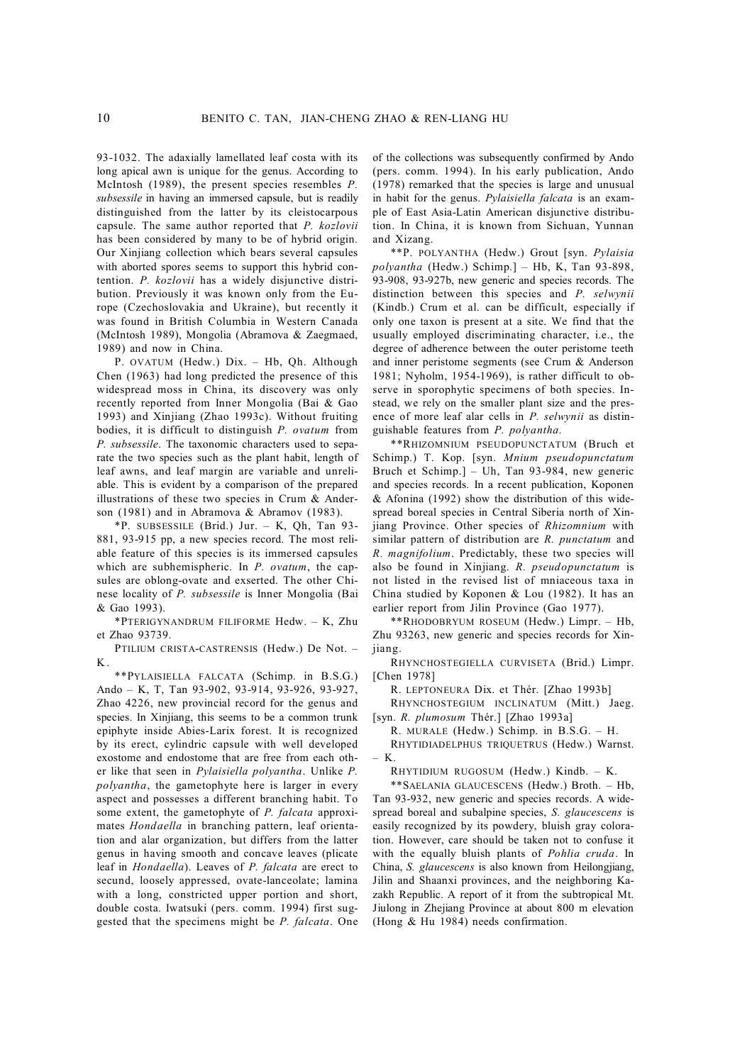93-1032. The adaxially lamellated leaf costa with its long apical awn is unique for the genus. According to McIntosh (1989), the present species resembles *P. subsessile* in having an immersed capsule, but is readily distinguished from the latter by its cleistocarpous capsule. The same author reported that *P. kozlovii* has been considered by many to be of hybrid origin. Our Xinjiang collection which bears several capsules with aborted spores seems to support this hybrid contention. *P. kozlovii* has a widely disjunctive distribution. Previously it was known only from the Europe (Czechoslovakia and Ukraine), but recently it was found in British Columbia in Western Canada (McIntosh 1989), Mongolia (Abramova & Zaegmaed, 1989) and now in China.

P. OVATUM (Hedw.) Dix. – Hb, Qh. Although Chen (1963) had long predicted the presence of this widespread moss in China, its discovery was only recently reported from Inner Mongolia (Bai & Gao 1993) and Xinjiang (Zhao 1993c). Without fruiting bodies, it is difficult to distinguish *P. ovatum* from *P. subsessile*. The taxonomic characters used to separate the two species such as the plant habit, length of leaf awns, and leaf margin are variable and unreliable. This is evident by a comparison of the prepared illustrations of these two species in Crum & Anderson (1981) and in Abramova & Abramov (1983).

*P. SUBSESSILE (Brid.) Jur. – K, Qh, Tan 93-881, 93-915 pp, a new species record. The most reliable feature of this species is its immersed capsules which are subhemispheric. In *P. ovatum*, the capsules are oblong-ovate and exserted. The other Chinese locality of *P. subsessile* is Inner Mongolia (Bai & Gao 1993).

*PTERIGYNANDRUM FILIFORME Hedw. – K, Zhu et Zhao 93739.

PTILIUM CRISTA-CASTRENSIS (Hedw.) De Not. – K.

**PYLAISIELLA FALCATA (Schimp. in B.S.G.) Ando – K, T, Tan 93-902, 93-914, 93-926, 93-927, Zhao 4226, new provincial record for the genus and species. In Xinjiang, this seems to be a common trunk epiphyte inside Abies-Larix forest. It is recognized by its erect, cylindric capsule with well developed exostome and endostome that are free from each other like that seen in *Pylaisiella polyantha*. Unlike *P. polyantha*, the gametophyte here is larger in every aspect and possesses a different branching habit. To some extent, the gametophyte of *P. falcata* approximates *Hondaella* in branching pattern, leaf orientation and alar organization, but differs from the latter genus in having smooth and concave leaves (plicate leaf in *Hondaella*). Leaves of *P. falcata* are erect to secund, loosely appressed, ovate-lanceolate; lamina with a long, constricted upper portion and short, double costa. Iwatsuki (pers. comm. 1994) first suggested that the specimens might be *P. falcata*. One of the collections was subsequently confirmed by Ando (pers. comm. 1994). In his early publication, Ando (1978) remarked that the species is large and unusual in habit for the genus. *Pylaisiella falcata* is an example of East Asia-Latin American disjunctive distribution. In China, it is known from Sichuan, Yunnan and Xizang.

**P. POLYANTHA (Hedw.) Grout [syn. *Pylaisia polyantha* (Hedw.) Schimp.] – Hb, K, Tan 93-898, 93-908, 93-927b, new generic and species records. The distinction between this species and *P. selwynii* (Kindb.) Crum et al. can be difficult, especially if only one taxon is present at a site. We find that the usually employed discriminating character, i.e., the degree of adherence between the outer peristome teeth and inner peristome segments (see Crum & Anderson 1981; Nyholm, 1954-1969), is rather difficult to observe in sporophytic specimens of both species. Instead, we rely on the smaller plant size and the presence of more leaf alar cells in *P. selwynii* as distinguishable features from *P. polyantha.*

**RHIZOMNIUM PSEUDOPUNCTATUM (Bruch et Schimp.) T. Kop. [syn. *Mnium pseudopunctatum* Bruch et Schimp.] – Uh, Tan 93-984, new generic and species records. In a recent publication, Koponen & Afonina (1992) show the distribution of this widespread boreal species in Central Siberia north of Xinjiang Province. Other species of *Rhizomnium* with similar pattern of distribution are *R. punctatum* and *R. magnifolium*. Predictably, these two species will also be found in Xinjiang. *R. pseudopunctatum* is not listed in the revised list of mniaceous taxa in China studied by Koponen & Lou (1982). It has an earlier report from Jilin Province (Gao 1977).

**RHODOBRYUM ROSEUM (Hedw.) Limpr. – Hb, Zhu 93263, new generic and species records for Xinjiang.

RHYNCHOSTEGIELLA CURVISETA (Brid.) Limpr. [Chen 1978]

R. LEPTONEURA Dix. et Thér. [Zhao 1993b]

RHYNCHOSTEGIUM INCLINATUM (Mitt.) Jaeg. [syn. *R. plumosum* Thér.] [Zhao 1993a]

R. MURALE (Hedw.) Schimp. in B.S.G. – H.

RHYTIDIADELPHUS TRIQUETRUS (Hedw.) Warnst. – K.

RHYTIDIUM RUGOSUM (Hedw.) Kindb. – K.

**SAELANIA GLAUCESCENS (Hedw.) Broth. – Hb, Tan 93-932, new generic and species records. A widespread boreal and subalpine species, *S. glaucescens* is easily recognized by its powdery, bluish gray coloration. However, care should be taken not to confuse it with the equally bluish plants of *Pohlia cruda*. In China, *S. glaucescens* is also known from Heilongjiang, Jilin and Shaanxi provinces, and the neighboring Kazakh Republic. A report of it from the subtropical Mt. Jiulong in Zhejiang Province at about 800 m elevation (Hong & Hu 1984) needs confirmation.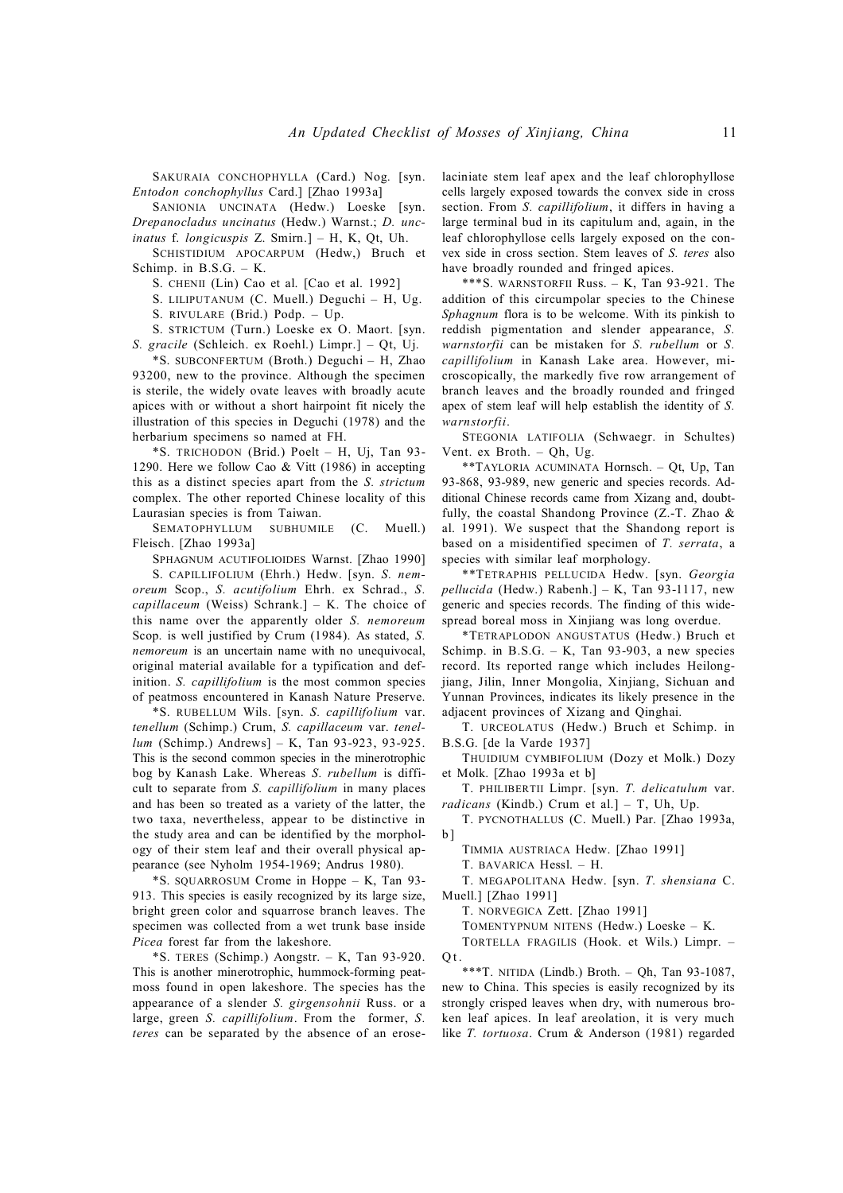SAKURAIA CONCHOPHYLLA (Card.) Nog. [syn. *Entodon conchophyllus* Card.] [Zhao 1993a]

SANIONIA UNCINATA (Hedw.) Loeske [syn. *Drepanocladus uncinatus* (Hedw.) Warnst.; *D. uncinatus* f. *longicuspis* Z. Smirn.] – H, K, Qt, Uh.

SCHISTIDIUM APOCARPUM (Hedw,) Bruch et Schimp. in B.S.G. – K.

S. CHENII (Lin) Cao et al. [Cao et al. 1992]

S. LILIPUTANUM (C. Muell.) Deguchi – H, Ug.

S. RIVULARE (Brid.) Podp. – Up.

S. STRICTUM (Turn.) Loeske ex O. Maort. [syn. *S. gracile* (Schleich. ex Roehl.) Limpr.] – Qt, Uj.

*S. SUBCONFERTUM (Broth.) Deguchi – H, Zhao 93200, new to the province. Although the specimen is sterile, the widely ovate leaves with broadly acute apices with or without a short hairpoint fit nicely the illustration of this species in Deguchi (1978) and the herbarium specimens so named at FH.

*S. TRICHODON (Brid.) Poelt – H, Uj, Tan 93-1290. Here we follow Cao & Vitt (1986) in accepting this as a distinct species apart from the *S. strictum* complex. The other reported Chinese locality of this Laurasian species is from Taiwan.

SEMATOPHYLLUM SUBHUMILE (C. Muell.) Fleisch. [Zhao 1993a]

SPHAGNUM ACUTIFOLIOIDES Warnst. [Zhao 1990]

S. CAPILLIFOLIUM (Ehrh.) Hedw. [syn. *S. nemoreum* Scop., *S. acutifolium* Ehrh. ex Schrad., *S. capillaceum* (Weiss) Schrank.] – K. The choice of this name over the apparently older *S. nemoreum* Scop. is well justified by Crum (1984). As stated, *S. nemoreum* is an uncertain name with no unequivocal, original material available for a typification and definition. *S. capillifolium* is the most common species of peatmoss encountered in Kanash Nature Preserve.

*S. RUBELLUM Wils. [syn. *S. capillifolium* var. *tenellum* (Schimp.) Crum, *S. capillaceum* var. *tenellum* (Schimp.) Andrews] – K, Tan 93-923, 93-925. This is the second common species in the minerotrophic bog by Kanash Lake. Whereas *S. rubellum* is difficult to separate from *S. capillifolium* in many places and has been so treated as a variety of the latter, the two taxa, nevertheless, appear to be distinctive in the study area and can be identified by the morphology of their stem leaf and their overall physical appearance (see Nyholm 1954-1969; Andrus 1980).

*S. SQUARROSUM Crome in Hoppe – K, Tan 93-913. This species is easily recognized by its large size, bright green color and squarrose branch leaves. The specimen was collected from a wet trunk base inside *Picea* forest far from the lakeshore.

*S. TERES (Schimp.) Aongstr. – K, Tan 93-920. This is another minerotrophic, hummock-forming peatmoss found in open lakeshore. The species has the appearance of a slender *S. girgensohnii* Russ. or a large, green *S. capillifolium*. From the former, *S. teres* can be separated by the absence of an erose-laciniate stem leaf apex and the leaf chlorophyllose cells largely exposed towards the convex side in cross section. From *S. capillifolium*, it differs in having a large terminal bud in its capitulum and, again, in the leaf chlorophyllose cells largely exposed on the convex side in cross section. Stem leaves of *S. teres* also have broadly rounded and fringed apices.

***S. WARNSTORFII Russ. – K, Tan 93-921. The addition of this circumpolar species to the Chinese *Sphagnum* flora is to be welcome. With its pinkish to reddish pigmentation and slender appearance, *S. warnstorfii* can be mistaken for *S. rubellum* or *S. capillifolium* in Kanash Lake area. However, microscopically, the markedly five row arrangement of branch leaves and the broadly rounded and fringed apex of stem leaf will help establish the identity of *S. warnstorfii*.

STEGONIA LATIFOLIA (Schwaegr. in Schultes) Vent. ex Broth. – Qh, Ug.

**TAYLORIA ACUMINATA Hornsch. – Qt, Up, Tan 93-868, 93-989, new generic and species records. Additional Chinese records came from Xizang and, doubtfully, the coastal Shandong Province (Z.-T. Zhao & al. 1991). We suspect that the Shandong report is based on a misidentified specimen of *T. serrata*, a species with similar leaf morphology.

**TETRAPHIS PELLUCIDA Hedw. [syn. *Georgia pellucida* (Hedw.) Rabenh.] – K, Tan 93-1117, new generic and species records. The finding of this widespread boreal moss in Xinjiang was long overdue.

*TETRAPLODON ANGUSTATUS (Hedw.) Bruch et Schimp. in B.S.G. – K, Tan 93-903, a new species record. Its reported range which includes Heilongjiang, Jilin, Inner Mongolia, Xinjiang, Sichuan and Yunnan Provinces, indicates its likely presence in the adjacent provinces of Xizang and Qinghai.

T. URCEOLATUS (Hedw.) Bruch et Schimp. in B.S.G. [de la Varde 1937]

THUIDIUM CYMBIFOLIUM (Dozy et Molk.) Dozy et Molk. [Zhao 1993a et b]

T. PHILIBERTII Limpr. [syn. *T. delicatulum* var. *radicans* (Kindb.) Crum et al.] – T, Uh, Up.

T. PYCNOTHALLUS (C. Muell.) Par. [Zhao 1993a, b]

TIMMIA AUSTRIACA Hedw. [Zhao 1991]

T. BAVARICA Hessl. – H.

T. MEGAPOLITANA Hedw. [syn. *T. shensiana* C. Muell.] [Zhao 1991]

T. NORVEGICA Zett. [Zhao 1991]

TOMENTYPNUM NITENS (Hedw.) Loeske – K.

TORTELLA FRAGILIS (Hook. et Wils.) Limpr. – Qt.

***T. NITIDA (Lindb.) Broth. – Qh, Tan 93-1087, new to China. This species is easily recognized by its strongly crisped leaves when dry, with numerous broken leaf apices. In leaf areolation, it is very much like *T. tortuosa*. Crum & Anderson (1981) regarded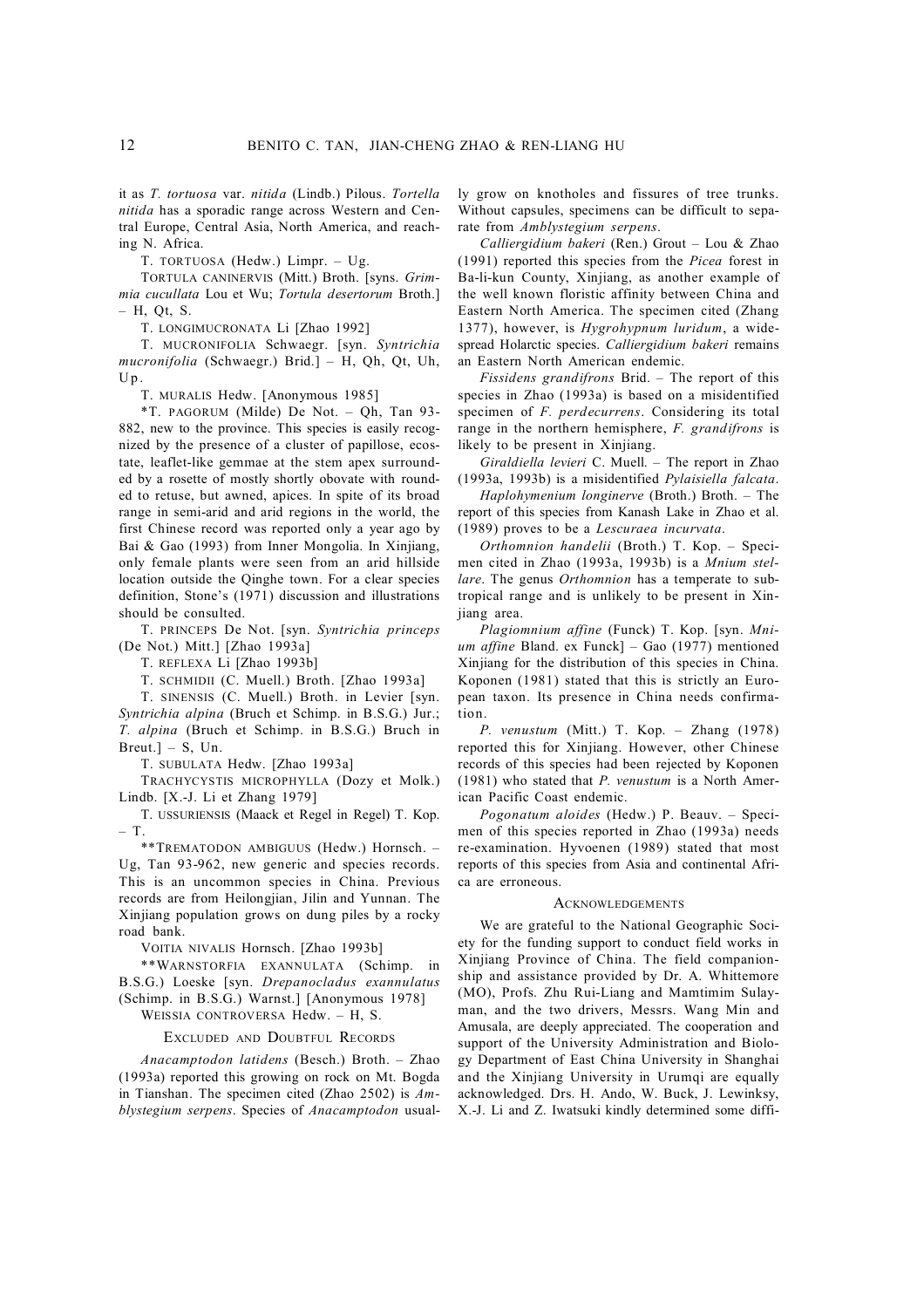it as *T. tortuosa* var. *nitida* (Lindb.) Pilous. *Tortella nitida* has a sporadic range across Western and Central Europe, Central Asia, North America, and reaching N. Africa.

T. TORTUOSA (Hedw.) Limpr. – Ug.

TORTULA CANINERVIS (Mitt.) Broth. [syns. *Grimmia cucullata* Lou et Wu; *Tortula desertorum* Broth.] – H, Qt, S.

T. LONGIMUCRONATA Li [Zhao 1992]

T. MUCRONIFOLIA Schwaegr. [syn. *Syntrichia mucronifolia* (Schwaegr.) Brid.] – H, Qh, Qt, Uh, Up.

T. MURALIS Hedw. [Anonymous 1985]

*T. PAGORUM (Milde) De Not. – Qh, Tan 93-882, new to the province. This species is easily recognized by the presence of a cluster of papillose, ecostate, leaflet-like gemmae at the stem apex surrounded by a rosette of mostly shortly obovate with rounded to retuse, but awned, apices. In spite of its broad range in semi-arid and arid regions in the world, the first Chinese record was reported only a year ago by Bai & Gao (1993) from Inner Mongolia. In Xinjiang, only female plants were seen from an arid hillside location outside the Qinghe town. For a clear species definition, Stone's (1971) discussion and illustrations should be consulted.

T. PRINCEPS De Not. [syn. *Syntrichia princeps* (De Not.) Mitt.] [Zhao 1993a]

T. REFLEXA Li [Zhao 1993b]

T. SCHMIDII (C. Muell.) Broth. [Zhao 1993a]

T. SINENSIS (C. Muell.) Broth. in Levier [syn. *Syntrichia alpina* (Bruch et Schimp. in B.S.G.) Jur.; *T. alpina* (Bruch et Schimp. in B.S.G.) Bruch in Breut.] – S, Un.

T. SUBULATA Hedw. [Zhao 1993a]

TRACHYCYSTIS MICROPHYLLA (Dozy et Molk.) Lindb. [X.-J. Li et Zhang 1979]

T. USSURIENSIS (Maack et Regel in Regel) T. Kop. – T.

**TREMATODON AMBIGUUS (Hedw.) Hornsch. – Ug, Tan 93-962, new generic and species records. This is an uncommon species in China. Previous records are from Heilongjian, Jilin and Yunnan. The Xinjiang population grows on dung piles by a rocky road bank.

VOITIA NIVALIS Hornsch. [Zhao 1993b]

**WARNSTORFIA EXANNULATA (Schimp. in B.S.G.) Loeske [syn. *Drepanocladus exannulatus* (Schimp. in B.S.G.) Warnst.] [Anonymous 1978]

WEISSIA CONTROVERSA Hedw. – H, S.

## EXCLUDED AND DOUBTFUL RECORDS

*Anacamptodon latidens* (Besch.) Broth. – Zhao (1993a) reported this growing on rock on Mt. Bogda in Tianshan. The specimen cited (Zhao 2502) is *Amblystegium serpens*. Species of *Anacamptodon* usually grow on knotholes and fissures of tree trunks. Without capsules, specimens can be difficult to separate from *Amblystegium serpens*.

*Calliergidium bakeri* (Ren.) Grout – Lou & Zhao (1991) reported this species from the *Picea* forest in Ba-li-kun County, Xinjiang, as another example of the well known floristic affinity between China and Eastern North America. The specimen cited (Zhang 1377), however, is *Hygrohypnum luridum*, a widespread Holarctic species. *Calliergidium bakeri* remains an Eastern North American endemic.

*Fissidens grandifrons* Brid. – The report of this species in Zhao (1993a) is based on a misidentified specimen of *F. perdecurrens*. Considering its total range in the northern hemisphere, *F. grandifrons* is likely to be present in Xinjiang.

*Giraldiella levieri* C. Muell. – The report in Zhao (1993a, 1993b) is a misidentified *Pylaisiella falcata*.

*Haplohymenium longinerve* (Broth.) Broth. – The report of this species from Kanash Lake in Zhao et al. (1989) proves to be a *Lescuraea incurvata*.

*Orthomnion handelii* (Broth.) T. Kop. – Specimen cited in Zhao (1993a, 1993b) is a *Mnium stellare*. The genus *Orthomnion* has a temperate to subtropical range and is unlikely to be present in Xinjiang area.

*Plagiomnium affine* (Funck) T. Kop. [syn. *Mnium affine* Bland. ex Funck] – Gao (1977) mentioned Xinjiang for the distribution of this species in China. Koponen (1981) stated that this is strictly an European taxon. Its presence in China needs confirmation.

*P. venustum* (Mitt.) T. Kop. – Zhang (1978) reported this for Xinjiang. However, other Chinese records of this species had been rejected by Koponen (1981) who stated that *P. venustum* is a North American Pacific Coast endemic.

*Pogonatum aloides* (Hedw.) P. Beauv. – Specimen of this species reported in Zhao (1993a) needs re-examination. Hyvoenen (1989) stated that most reports of this species from Asia and continental Africa are erroneous.

## ACKNOWLEDGEMENTS

We are grateful to the National Geographic Society for the funding support to conduct field works in Xinjiang Province of China. The field companionship and assistance provided by Dr. A. Whittemore (MO), Profs. Zhu Rui-Liang and Mamtimim Sulayman, and the two drivers, Messrs. Wang Min and Amusala, are deeply appreciated. The cooperation and support of the University Administration and Biology Department of East China University in Shanghai and the Xinjiang University in Urumqi are equally acknowledged. Drs. H. Ando, W. Buck, J. Lewinksy, X.-J. Li and Z. Iwatsuki kindly determined some diffi-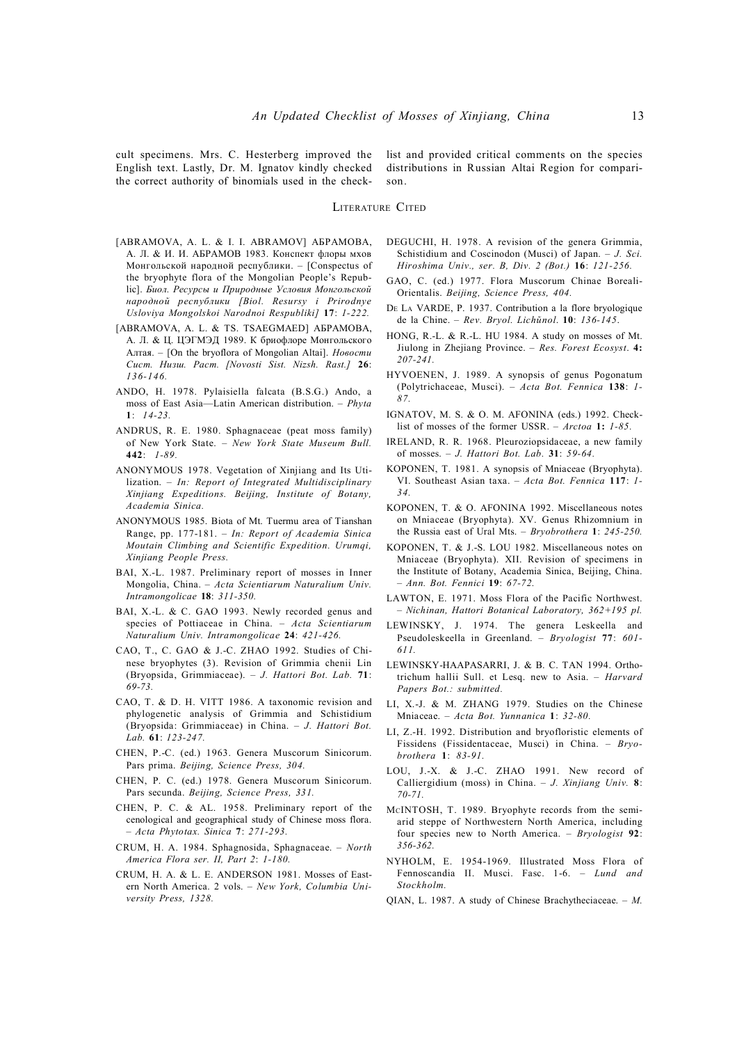cult specimens. Mrs. C. Hesterberg improved the English text. Lastly, Dr. M. Ignatov kindly checked the correct authority of binomials used in the checklist and provided critical comments on the species distributions in Russian Altai Region for comparison.

## LITERATURE CITED

[ABRAMOVA, A. L. & I. I. ABRAMOV] АБРАМОВА, А. Л. & И. И. АБРАМОВ 1983. Конспект флоры мхов Монгольской народной республики. – [Conspectus of the bryophyte flora of the Mongolian People's Republic]. *Биол. Ресурсы и Природные Условия Монгольской народной республики [Biol. Resursy i Prirodnye Usloviya Mongolskoi Narodnoi Respubliki]* **17**: *1-222.*

[ABRAMOVA, A. L. & TS. TSAEGMAED] АБРАМОВА, А. Л. & Ц. ЦЭГМЭД 1989. К бриофлоре Монгольского Алтая. – [On the bryoflora of Mongolian Altai]. *Новости Сист. Низш. Раст. [Novosti Sist. Nizsh. Rast.]* **26**: *136-146.*

ANDO, H. 1978. Pylaisiella falcata (B.S.G.) Ando, a moss of East Asia—Latin American distribution. – *Phyta* **1**: *14-23.*

ANDRUS, R. E. 1980. Sphagnaceae (peat moss family) of New York State. – *New York State Museum Bull.* **442**: *1-89.*

ANONYMOUS 1978. Vegetation of Xinjiang and Its Utilization. – *In: Report of Integrated Multidisciplinary Xinjiang Expeditions. Beijing, Institute of Botany, Academia Sinica.*

ANONYMOUS 1985. Biota of Mt. Tuermu area of Tianshan Range, pp. 177-181. – *In: Report of Academia Sinica Moutain Climbing and Scientific Expedition. Urumqi, Xinjiang People Press.*

BAI, X.-L. 1987. Preliminary report of mosses in Inner Mongolia, China. – *Acta Scientiarum Naturalium Univ. Intramongolicae* **18**: *311-350.*

BAI, X.-L. & C. GAO 1993. Newly recorded genus and species of Pottiaceae in China. – *Acta Scientiarum Naturalium Univ. Intramongolicae* **24**: *421-426.*

CAO, T., C. GAO & J.-C. ZHAO 1992. Studies of Chinese bryophytes (3). Revision of Grimmia chenii Lin (Bryopsida, Grimmiaceae). – *J. Hattori Bot. Lab.* **71**: *69-73.*

CAO, T. & D. H. VITT 1986. A taxonomic revision and phylogenetic analysis of Grimmia and Schistidium (Bryopsida: Grimmiaceae) in China. – *J. Hattori Bot. Lab.* **61**: *123-247.*

CHEN, P.-C. (ed.) 1963. Genera Muscorum Sinicorum. Pars prima. *Beijing, Science Press, 304.*

CHEN, P. C. (ed.) 1978. Genera Muscorum Sinicorum. Pars secunda. *Beijing, Science Press, 331.*

CHEN, P. C. & AL. 1958. Preliminary report of the cenological and geographical study of Chinese moss flora. – *Acta Phytotax. Sinica* **7**: *271-293.*

CRUM, H. A. 1984. Sphagnosida, Sphagnaceae. – *North America Flora ser. II, Part 2*: *1-180.*

CRUM, H. A. & L. E. ANDERSON 1981. Mosses of Eastern North America. 2 vols. – *New York, Columbia University Press, 1328.*

DEGUCHI, H. 1978. A revision of the genera Grimmia, Schistidium and Coscinodon (Musci) of Japan. – *J. Sci. Hiroshima Univ., ser. B, Div. 2 (Bot.)* **16**: *121-256.*

GAO, C. (ed.) 1977. Flora Muscorum Chinae Boreali-Orientalis. *Beijing, Science Press, 404.*

DE LA VARDE, P. 1937. Contribution a la flore bryologique de la Chine. – *Rev. Bryol. Lichŭnol.* **10**: *136-145.*

HONG, R.-L. & R.-L. HU 1984. A study on mosses of Mt. Jiulong in Zhejiang Province. – *Res. Forest Ecosyst.* **4:** *207-241.*

HYVOENEN, J. 1989. A synopsis of genus Pogonatum (Polytrichaceae, Musci). – *Acta Bot. Fennica* **138**: *1-87.*

IGNATOV, M. S. & O. M. AFONINA (eds.) 1992. Checklist of mosses of the former USSR. – *Arctoa* **1:** *1-85.*

IRELAND, R. R. 1968. Pleuroziopsidaceae, a new family of mosses. – *J. Hattori Bot. Lab.* **31**: *59-64.*

KOPONEN, T. 1981. A synopsis of Mniaceae (Bryophyta). VI. Southeast Asian taxa. – *Acta Bot. Fennica* **117**: *1-34.*

KOPONEN, T. & O. AFONINA 1992. Miscellaneous notes on Mniaceae (Bryophyta). XV. Genus Rhizomnium in the Russia east of Ural Mts. – *Bryobrothera* **1**: *245-250.*

KOPONEN, T. & J.-S. LOU 1982. Miscellaneous notes on Mniaceae (Bryophyta). XII. Revision of specimens in the Institute of Botany, Academia Sinica, Beijing, China. – *Ann. Bot. Fennici* **19**: *67-72.*

LAWTON, E. 1971. Moss Flora of the Pacific Northwest. – *Nichinan, Hattori Botanical Laboratory, 362+195 pl.*

LEWINSKY, J. 1974. The genera Leskeella and Pseudoleskeella in Greenland. – *Bryologist* **77**: *601-611.*

LEWINSKY-HAAPASARRI, J. & B. C. TAN 1994. Orthotrichum hallii Sull. et Lesq. new to Asia. – *Harvard Papers Bot.: submitted.*

LI, X.-J. & M. ZHANG 1979. Studies on the Chinese Mniaceae. – *Acta Bot. Yunnanica* **1**: *32-80.*

LI, Z.-H. 1992. Distribution and bryofloristic elements of Fissidens (Fissidentaceae, Musci) in China. – *Bryobrothera* **1**: *83-91.*

LOU, J.-X. & J.-C. ZHAO 1991. New record of Calliergidium (moss) in China. – *J. Xinjiang Univ.* **8**: *70-71.*

MCINTOSH, T. 1989. Bryophyte records from the semiarid steppe of Northwestern North America, including four species new to North America. – *Bryologist* **92**: *356-362.*

NYHOLM, E. 1954-1969. Illustrated Moss Flora of Fennoscandia II. Musci. Fasc. 1-6. – *Lund and Stockholm.*

QIAN, L. 1987. A study of Chinese Brachytheciaceae. – *M.*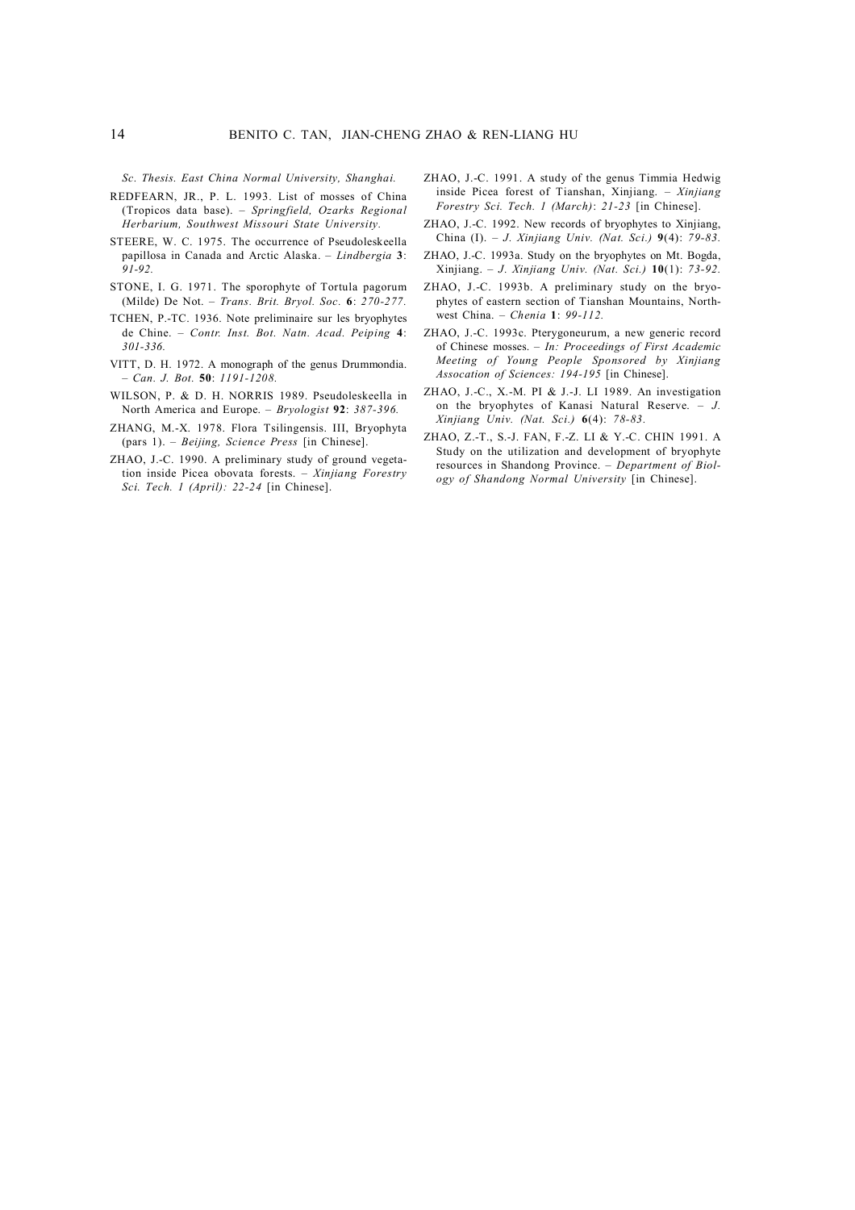*Sc. Thesis. East China Normal University, Shanghai.*

REDFEARN, JR., P. L. 1993. List of mosses of China (Tropicos data base). – *Springfield, Ozarks Regional Herbarium, Southwest Missouri State University.*

STEERE, W. C. 1975. The occurrence of Pseudoleskeella papillosa in Canada and Arctic Alaska. – *Lindbergia* **3**: *91-92.*

STONE, I. G. 1971. The sporophyte of Tortula pagorum (Milde) De Not. – *Trans. Brit. Bryol. Soc.* **6**: *270-277.*

TCHEN, P.-TC. 1936. Note preliminaire sur les bryophytes de Chine. – *Contr. Inst. Bot. Natn. Acad. Peiping* **4**: *301-336.*

VITT, D. H. 1972. A monograph of the genus Drummondia. – *Can. J. Bot.* **50**: *1191-1208.*

WILSON, P. & D. H. NORRIS 1989. Pseudoleskeella in North America and Europe. – *Bryologist* **92**: *387-396.*

ZHANG, M.-X. 1978. Flora Tsilingensis. III, Bryophyta (pars 1). – *Beijing, Science Press* [in Chinese].

ZHAO, J.-C. 1990. A preliminary study of ground vegetation inside Picea obovata forests. – *Xinjiang Forestry Sci. Tech. 1 (April): 22-24* [in Chinese].

ZHAO, J.-C. 1991. A study of the genus Timmia Hedwig inside Picea forest of Tianshan, Xinjiang. – *Xinjiang Forestry Sci. Tech. 1 (March)*: *21-23* [in Chinese].

ZHAO, J.-C. 1992. New records of bryophytes to Xinjiang, China (I). – *J. Xinjiang Univ. (Nat. Sci.)* **9**(4): *79-83.*

ZHAO, J.-C. 1993a. Study on the bryophytes on Mt. Bogda, Xinjiang. – *J. Xinjiang Univ. (Nat. Sci.)* **10**(1): *73-92.*

ZHAO, J.-C. 1993b. A preliminary study on the bryophytes of eastern section of Tianshan Mountains, Northwest China. – *Chenia* **1**: *99-112.*

ZHAO, J.-C. 1993c. Pterygoneurum, a new generic record of Chinese mosses. – *In: Proceedings of First Academic Meeting of Young People Sponsored by Xinjiang Assocation of Sciences: 194-195* [in Chinese].

ZHAO, J.-C., X.-M. PI & J.-J. LI 1989. An investigation on the bryophytes of Kanasi Natural Reserve. – *J. Xinjiang Univ. (Nat. Sci.)* **6**(4): *78-83.*

ZHAO, Z.-T., S.-J. FAN, F.-Z. LI & Y.-C. CHIN 1991. A Study on the utilization and development of bryophyte resources in Shandong Province. – *Department of Biology of Shandong Normal University* [in Chinese].